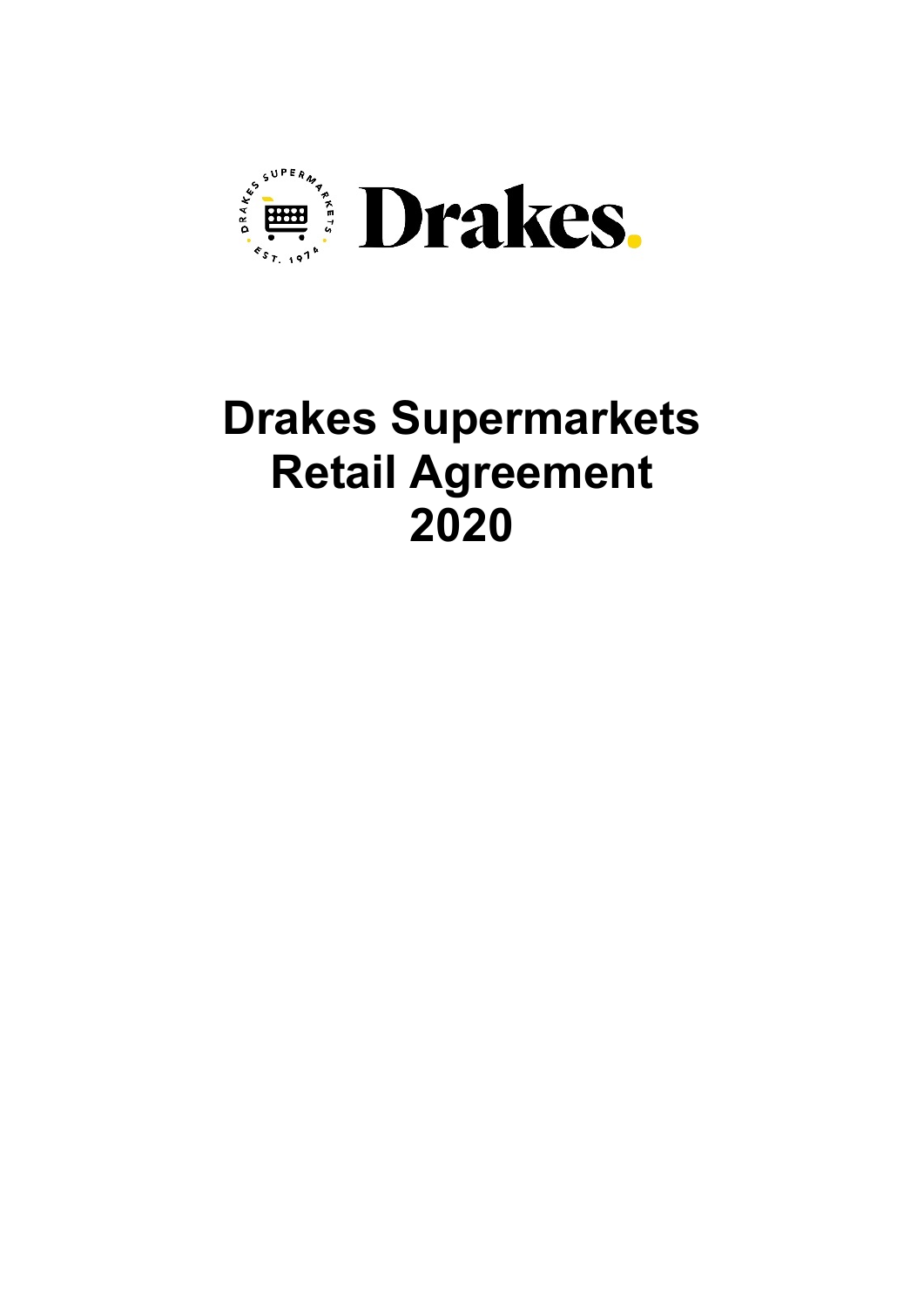# Drakes Supermarkets Retail Agreement 2020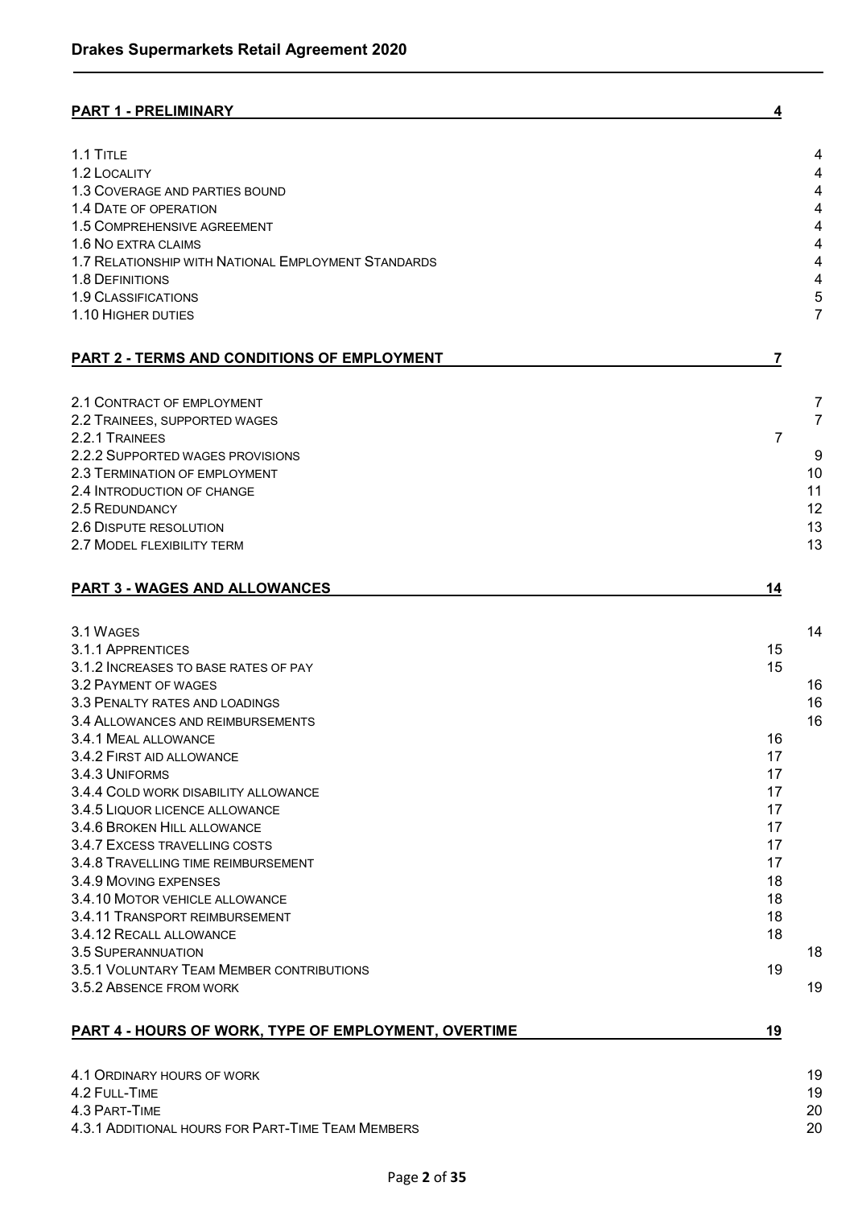| PART 1 - PRELIMINARY | 4 |
|---|---|
| 1.1 Title | 4 |
| 1.2 Locality | 4 |
| 1.3 Coverage and parties bound | 4 |
| 1.4 Date of operation | 4 |
| 1.5 Comprehensive agreement | 4 |
| 1.6 No extra claims | 4 |
| 1.7 Relationship with National Employment Standards | 4 |
| 1.8 Definitions | 4 |
| 1.9 Classifications | 5 |
| 1.10 Higher duties | 7 |
| **PART 2 - TERMS AND CONDITIONS OF EMPLOYMENT** | **7** |
| 2.1 Contract of employment | 7 |
| 2.2 Trainees, supported wages | 7 |
| 2.2.1 Trainees | 7 |
| 2.2.2 Supported wages provisions | 9 |
| 2.3 Termination of employment | 10 |
| 2.4 Introduction of change | 11 |
| 2.5 Redundancy | 12 |
| 2.6 Dispute resolution | 13 |
| 2.7 Model flexibility term | 13 |
| **PART 3 - WAGES AND ALLOWANCES** | **14** |
| 3.1 Wages | 14 |
| 3.1.1 Apprentices | 15 |
| 3.1.2 Increases to base rates of pay | 15 |
| 3.2 Payment of wages | 16 |
| 3.3 Penalty rates and loadings | 16 |
| 3.4 Allowances and reimbursements | 16 |
| 3.4.1 Meal allowance | 16 |
| 3.4.2 First aid allowance | 17 |
| 3.4.3 Uniforms | 17 |
| 3.4.4 Cold work disability allowance | 17 |
| 3.4.5 Liquor licence allowance | 17 |
| 3.4.6 Broken Hill allowance | 17 |
| 3.4.7 Excess travelling costs | 17 |
| 3.4.8 Travelling time reimbursement | 17 |
| 3.4.9 Moving expenses | 18 |
| 3.4.10 Motor vehicle allowance | 18 |
| 3.4.11 Transport reimbursement | 18 |
| 3.4.12 Recall allowance | 18 |
| 3.5 Superannuation | 18 |
| 3.5.1 Voluntary Team Member contributions | 19 |
| 3.5.2 Absence from work | 19 |
| **PART 4 - HOURS OF WORK, TYPE OF EMPLOYMENT, OVERTIME** | **19** |
| 4.1 Ordinary hours of work | 19 |
| 4.2 Full-Time | 19 |
| 4.3 Part-Time | 20 |
| 4.3.1 Additional hours for Part-Time Team Members | 20 |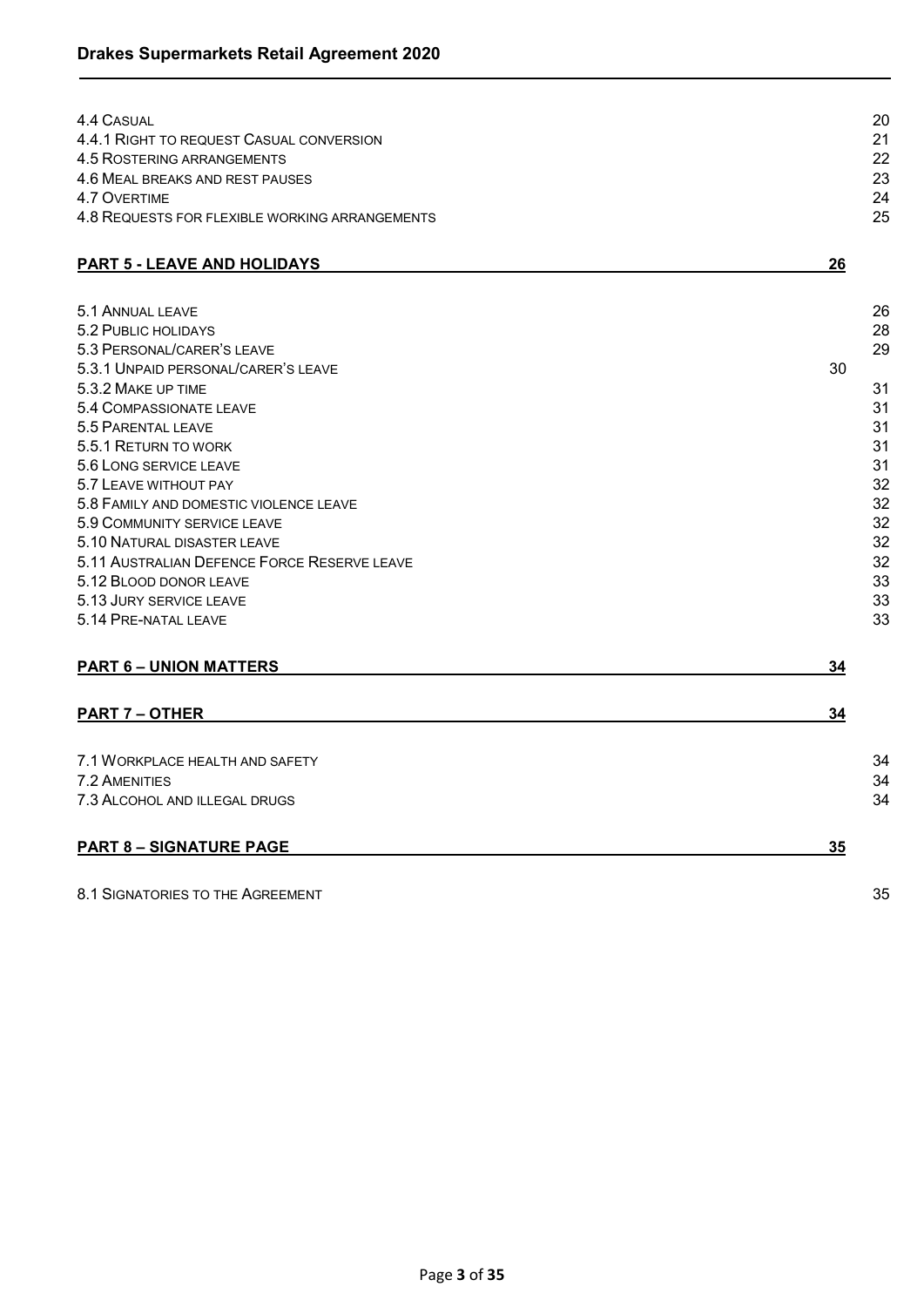4.4 Casual 20
4.4.1 Right to request Casual conversion 21
4.5 Rostering arrangements 22
4.6 Meal breaks and rest pauses 23
4.7 Overtime 24
4.8 Requests for flexible working arrangements 25

**PART 5 - LEAVE AND HOLIDAYS 26**

5.1 Annual leave 26
5.2 Public holidays 28
5.3 Personal/carer's leave 29
5.3.1 Unpaid personal/carer's leave 30
5.3.2 Make up time 31
5.4 Compassionate leave 31
5.5 Parental leave 31
5.5.1 Return to work 31
5.6 Long service leave 31
5.7 Leave without pay 32
5.8 Family and domestic violence leave 32
5.9 Community service leave 32
5.10 Natural disaster leave 32
5.11 Australian Defence Force Reserve leave 32
5.12 Blood donor leave 33
5.13 Jury service leave 33
5.14 Pre-natal leave 33

**PART 6 – UNION MATTERS 34**

**PART 7 – OTHER 34**

7.1 Workplace health and safety 34
7.2 Amenities 34
7.3 Alcohol and illegal drugs 34

**PART 8 – SIGNATURE PAGE 35**

8.1 Signatories to the Agreement 35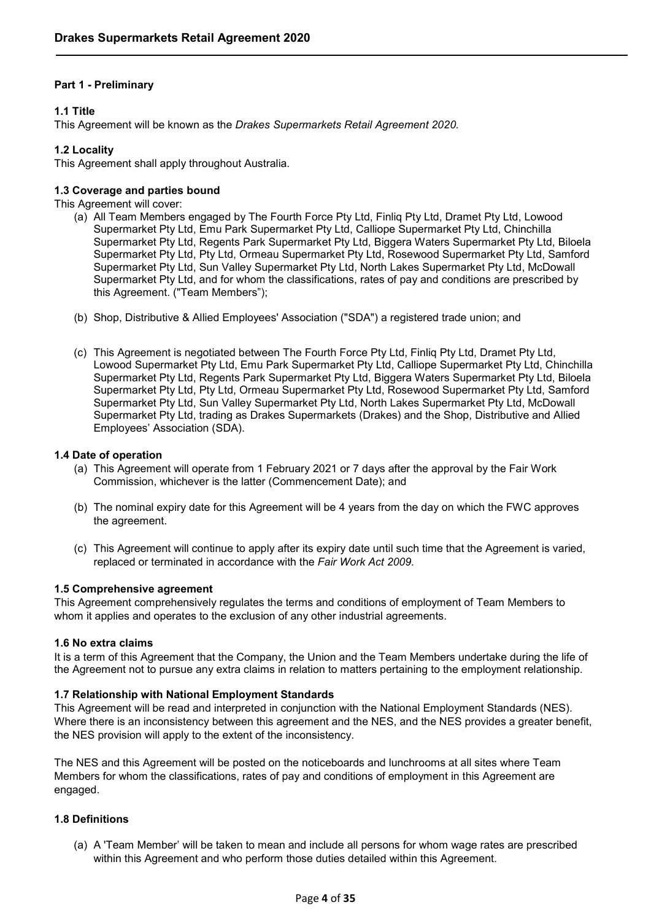**Part 1 - Preliminary**

**1.1 Title**

This Agreement will be known as the *Drakes Supermarkets Retail Agreement 2020.*

**1.2 Locality**

This Agreement shall apply throughout Australia.

**1.3 Coverage and parties bound**

This Agreement will cover:

(a) All Team Members engaged by The Fourth Force Pty Ltd, Finliq Pty Ltd, Dramet Pty Ltd, Lowood Supermarket Pty Ltd, Emu Park Supermarket Pty Ltd, Calliope Supermarket Pty Ltd, Chinchilla Supermarket Pty Ltd, Regents Park Supermarket Pty Ltd, Biggera Waters Supermarket Pty Ltd, Biloela Supermarket Pty Ltd, Pty Ltd, Ormeau Supermarket Pty Ltd, Rosewood Supermarket Pty Ltd, Samford Supermarket Pty Ltd, Sun Valley Supermarket Pty Ltd, North Lakes Supermarket Pty Ltd, McDowall Supermarket Pty Ltd, and for whom the classifications, rates of pay and conditions are prescribed by this Agreement. ("Team Members");

(b) Shop, Distributive & Allied Employees' Association ("SDA") a registered trade union; and

(c) This Agreement is negotiated between The Fourth Force Pty Ltd, Finliq Pty Ltd, Dramet Pty Ltd, Lowood Supermarket Pty Ltd, Emu Park Supermarket Pty Ltd, Calliope Supermarket Pty Ltd, Chinchilla Supermarket Pty Ltd, Regents Park Supermarket Pty Ltd, Biggera Waters Supermarket Pty Ltd, Biloela Supermarket Pty Ltd, Pty Ltd, Ormeau Supermarket Pty Ltd, Rosewood Supermarket Pty Ltd, Samford Supermarket Pty Ltd, Sun Valley Supermarket Pty Ltd, North Lakes Supermarket Pty Ltd, McDowall Supermarket Pty Ltd, trading as Drakes Supermarkets (Drakes) and the Shop, Distributive and Allied Employees' Association (SDA).

**1.4 Date of operation**

(a) This Agreement will operate from 1 February 2021 or 7 days after the approval by the Fair Work Commission, whichever is the latter (Commencement Date); and

(b) The nominal expiry date for this Agreement will be 4 years from the day on which the FWC approves the agreement.

(c) This Agreement will continue to apply after its expiry date until such time that the Agreement is varied, replaced or terminated in accordance with the *Fair Work Act 2009.*

**1.5 Comprehensive agreement**

This Agreement comprehensively regulates the terms and conditions of employment of Team Members to whom it applies and operates to the exclusion of any other industrial agreements.

**1.6 No extra claims**

It is a term of this Agreement that the Company, the Union and the Team Members undertake during the life of the Agreement not to pursue any extra claims in relation to matters pertaining to the employment relationship.

**1.7 Relationship with National Employment Standards**

This Agreement will be read and interpreted in conjunction with the National Employment Standards (NES). Where there is an inconsistency between this agreement and the NES, and the NES provides a greater benefit, the NES provision will apply to the extent of the inconsistency.

The NES and this Agreement will be posted on the noticeboards and lunchrooms at all sites where Team Members for whom the classifications, rates of pay and conditions of employment in this Agreement are engaged.

**1.8 Definitions**

(a) A 'Team Member' will be taken to mean and include all persons for whom wage rates are prescribed within this Agreement and who perform those duties detailed within this Agreement.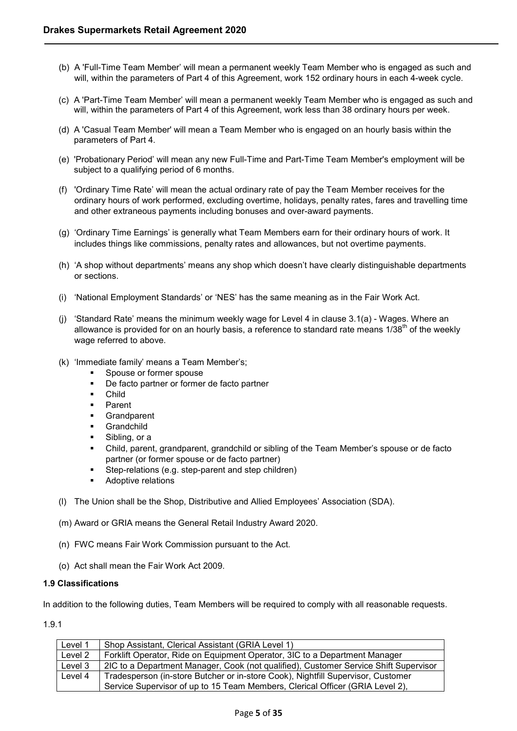(b) A 'Full-Time Team Member' will mean a permanent weekly Team Member who is engaged as such and will, within the parameters of Part 4 of this Agreement, work 152 ordinary hours in each 4-week cycle.

(c) A 'Part-Time Team Member' will mean a permanent weekly Team Member who is engaged as such and will, within the parameters of Part 4 of this Agreement, work less than 38 ordinary hours per week.

(d) A 'Casual Team Member' will mean a Team Member who is engaged on an hourly basis within the parameters of Part 4.

(e) 'Probationary Period' will mean any new Full-Time and Part-Time Team Member's employment will be subject to a qualifying period of 6 months.

(f) 'Ordinary Time Rate' will mean the actual ordinary rate of pay the Team Member receives for the ordinary hours of work performed, excluding overtime, holidays, penalty rates, fares and travelling time and other extraneous payments including bonuses and over-award payments.

(g) 'Ordinary Time Earnings' is generally what Team Members earn for their ordinary hours of work. It includes things like commissions, penalty rates and allowances, but not overtime payments.

(h) 'A shop without departments' means any shop which doesn't have clearly distinguishable departments or sections.

(i) 'National Employment Standards' or 'NES' has the same meaning as in the Fair Work Act.

(j) 'Standard Rate' means the minimum weekly wage for Level 4 in clause 3.1(a) - Wages. Where an allowance is provided for on an hourly basis, a reference to standard rate means 1/38th of the weekly wage referred to above.

(k) 'Immediate family' means a Team Member's;
- Spouse or former spouse
- De facto partner or former de facto partner
- Child
- Parent
- Grandparent
- Grandchild
- Sibling, or a
- Child, parent, grandparent, grandchild or sibling of the Team Member's spouse or de facto partner (or former spouse or de facto partner)
- Step-relations (e.g. step-parent and step children)
- Adoptive relations

(l) The Union shall be the Shop, Distributive and Allied Employees' Association (SDA).

(m) Award or GRIA means the General Retail Industry Award 2020.

(n) FWC means Fair Work Commission pursuant to the Act.

(o) Act shall mean the Fair Work Act 2009.

**1.9 Classifications**

In addition to the following duties, Team Members will be required to comply with all reasonable requests.

1.9.1

| | |
|---|---|
| Level 1 | Shop Assistant, Clerical Assistant (GRIA Level 1) |
| Level 2 | Forklift Operator, Ride on Equipment Operator, 3IC to a Department Manager |
| Level 3 | 2IC to a Department Manager, Cook (not qualified), Customer Service Shift Supervisor |
| Level 4 | Tradesperson (in-store Butcher or in-store Cook), Nightfill Supervisor, Customer Service Supervisor of up to 15 Team Members, Clerical Officer (GRIA Level 2), |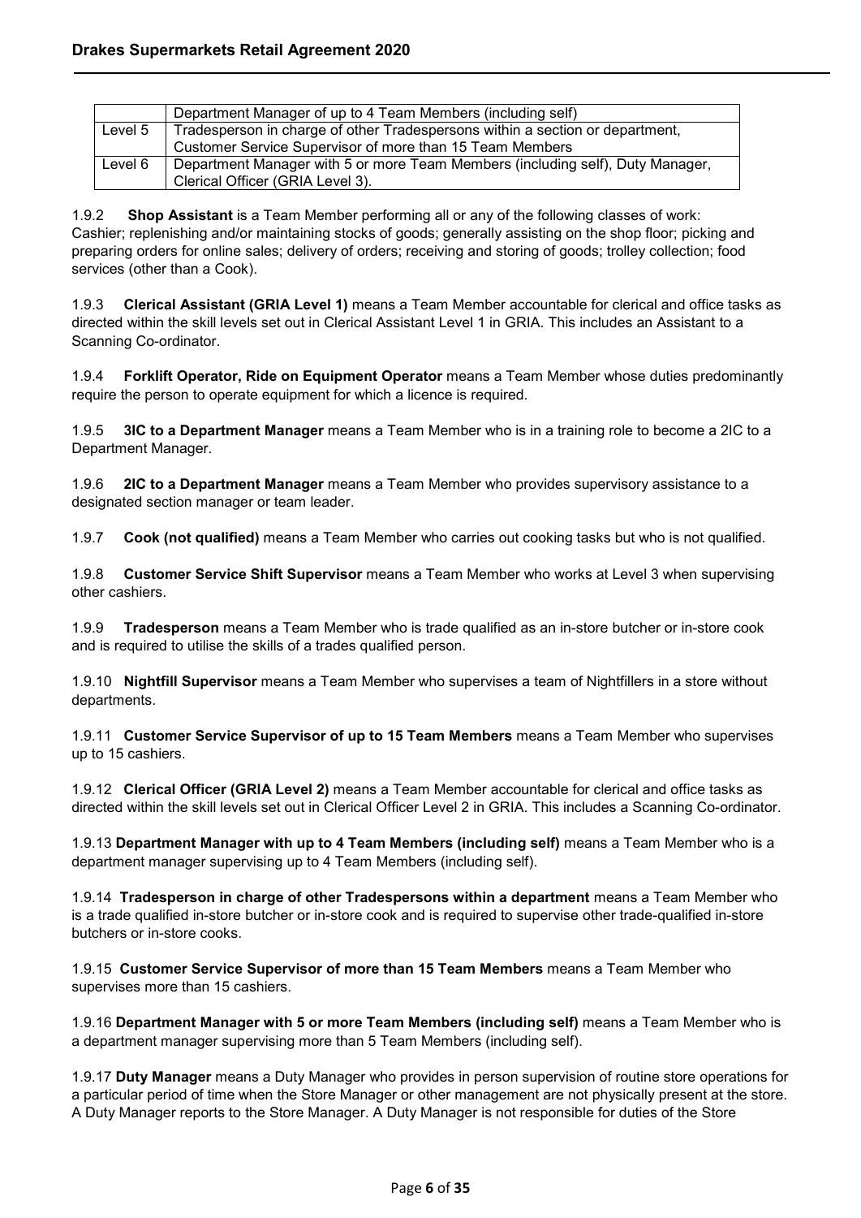| | |
|---|---|
| | Department Manager of up to 4 Team Members (including self) |
| Level 5 | Tradesperson in charge of other Tradespersons within a section or department, Customer Service Supervisor of more than 15 Team Members |
| Level 6 | Department Manager with 5 or more Team Members (including self), Duty Manager, Clerical Officer (GRIA Level 3). |

1.9.2 **Shop Assistant** is a Team Member performing all or any of the following classes of work: Cashier; replenishing and/or maintaining stocks of goods; generally assisting on the shop floor; picking and preparing orders for online sales; delivery of orders; receiving and storing of goods; trolley collection; food services (other than a Cook).

1.9.3 **Clerical Assistant (GRIA Level 1)** means a Team Member accountable for clerical and office tasks as directed within the skill levels set out in Clerical Assistant Level 1 in GRIA. This includes an Assistant to a Scanning Co-ordinator.

1.9.4 **Forklift Operator, Ride on Equipment Operator** means a Team Member whose duties predominantly require the person to operate equipment for which a licence is required.

1.9.5 **3IC to a Department Manager** means a Team Member who is in a training role to become a 2IC to a Department Manager.

1.9.6 **2IC to a Department Manager** means a Team Member who provides supervisory assistance to a designated section manager or team leader.

1.9.7 **Cook (not qualified)** means a Team Member who carries out cooking tasks but who is not qualified.

1.9.8 **Customer Service Shift Supervisor** means a Team Member who works at Level 3 when supervising other cashiers.

1.9.9 **Tradesperson** means a Team Member who is trade qualified as an in-store butcher or in-store cook and is required to utilise the skills of a trades qualified person.

1.9.10 **Nightfill Supervisor** means a Team Member who supervises a team of Nightfillers in a store without departments.

1.9.11 **Customer Service Supervisor of up to 15 Team Members** means a Team Member who supervises up to 15 cashiers.

1.9.12 **Clerical Officer (GRIA Level 2)** means a Team Member accountable for clerical and office tasks as directed within the skill levels set out in Clerical Officer Level 2 in GRIA. This includes a Scanning Co-ordinator.

1.9.13 **Department Manager with up to 4 Team Members (including self)** means a Team Member who is a department manager supervising up to 4 Team Members (including self).

1.9.14 **Tradesperson in charge of other Tradespersons within a department** means a Team Member who is a trade qualified in-store butcher or in-store cook and is required to supervise other trade-qualified in-store butchers or in-store cooks.

1.9.15 **Customer Service Supervisor of more than 15 Team Members** means a Team Member who supervises more than 15 cashiers.

1.9.16 **Department Manager with 5 or more Team Members (including self)** means a Team Member who is a department manager supervising more than 5 Team Members (including self).

1.9.17 **Duty Manager** means a Duty Manager who provides in person supervision of routine store operations for a particular period of time when the Store Manager or other management are not physically present at the store. A Duty Manager reports to the Store Manager. A Duty Manager is not responsible for duties of the Store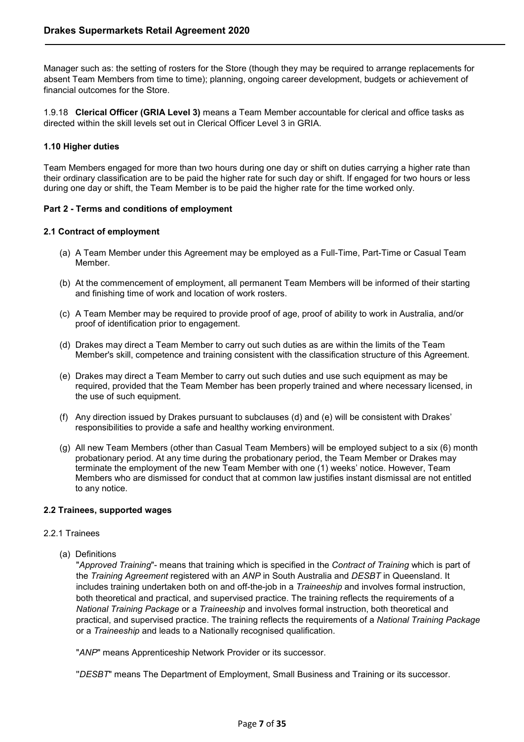Manager such as: the setting of rosters for the Store (though they may be required to arrange replacements for absent Team Members from time to time); planning, ongoing career development, budgets or achievement of financial outcomes for the Store.

1.9.18 **Clerical Officer (GRIA Level 3)** means a Team Member accountable for clerical and office tasks as directed within the skill levels set out in Clerical Officer Level 3 in GRIA.

### 1.10 Higher duties

Team Members engaged for more than two hours during one day or shift on duties carrying a higher rate than their ordinary classification are to be paid the higher rate for such day or shift. If engaged for two hours or less during one day or shift, the Team Member is to be paid the higher rate for the time worked only.

## Part 2 - Terms and conditions of employment

### 2.1 Contract of employment

(a) A Team Member under this Agreement may be employed as a Full-Time, Part-Time or Casual Team Member.

(b) At the commencement of employment, all permanent Team Members will be informed of their starting and finishing time of work and location of work rosters.

(c) A Team Member may be required to provide proof of age, proof of ability to work in Australia, and/or proof of identification prior to engagement.

(d) Drakes may direct a Team Member to carry out such duties as are within the limits of the Team Member's skill, competence and training consistent with the classification structure of this Agreement.

(e) Drakes may direct a Team Member to carry out such duties and use such equipment as may be required, provided that the Team Member has been properly trained and where necessary licensed, in the use of such equipment.

(f) Any direction issued by Drakes pursuant to subclauses (d) and (e) will be consistent with Drakes' responsibilities to provide a safe and healthy working environment.

(g) All new Team Members (other than Casual Team Members) will be employed subject to a six (6) month probationary period. At any time during the probationary period, the Team Member or Drakes may terminate the employment of the new Team Member with one (1) weeks' notice. However, Team Members who are dismissed for conduct that at common law justifies instant dismissal are not entitled to any notice.

### 2.2 Trainees, supported wages

2.2.1 Trainees

(a) Definitions

"*Approved Training*"- means that training which is specified in the *Contract of Training* which is part of the *Training Agreement* registered with an *ANP* in South Australia and *DESBT* in Queensland. It includes training undertaken both on and off-the-job in a *Traineeship* and involves formal instruction, both theoretical and practical, and supervised practice. The training reflects the requirements of a *National Training Package* or a *Traineeship* and involves formal instruction, both theoretical and practical, and supervised practice. The training reflects the requirements of a *National Training Package* or a *Traineeship* and leads to a Nationally recognised qualification.

"*ANP*" means Apprenticeship Network Provider or its successor.

"*DESBT*" means The Department of Employment, Small Business and Training or its successor.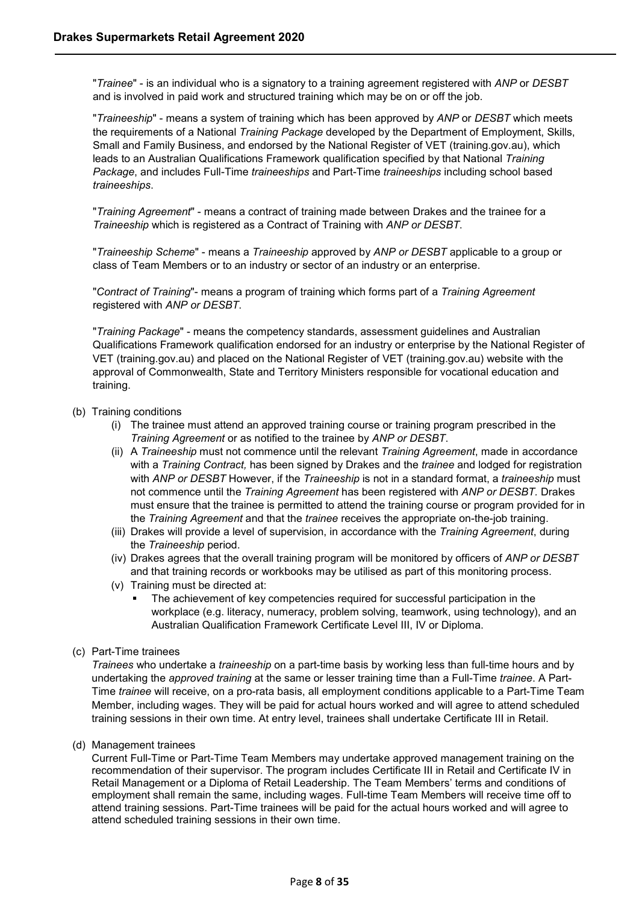"*Trainee*" - is an individual who is a signatory to a training agreement registered with *ANP* or *DESBT* and is involved in paid work and structured training which may be on or off the job.

"*Traineeship*" - means a system of training which has been approved by *ANP* or *DESBT* which meets the requirements of a National *Training Package* developed by the Department of Employment, Skills, Small and Family Business, and endorsed by the National Register of VET (training.gov.au), which leads to an Australian Qualifications Framework qualification specified by that National *Training Package*, and includes Full-Time *traineeships* and Part-Time *traineeships* including school based *traineeships*.

"*Training Agreement*" - means a contract of training made between Drakes and the trainee for a *Traineeship* which is registered as a Contract of Training with *ANP or DESBT*.

"*Traineeship Scheme*" - means a *Traineeship* approved by *ANP or DESBT* applicable to a group or class of Team Members or to an industry or sector of an industry or an enterprise.

"*Contract of Training*"- means a program of training which forms part of a *Training Agreement* registered with *ANP or DESBT*.

"*Training Package*" - means the competency standards, assessment guidelines and Australian Qualifications Framework qualification endorsed for an industry or enterprise by the National Register of VET (training.gov.au) and placed on the National Register of VET (training.gov.au) website with the approval of Commonwealth, State and Territory Ministers responsible for vocational education and training.

(b) Training conditions

(i) The trainee must attend an approved training course or training program prescribed in the *Training Agreement* or as notified to the trainee by *ANP or DESBT*.

(ii) A *Traineeship* must not commence until the relevant *Training Agreement*, made in accordance with a *Training Contract,* has been signed by Drakes and the *trainee* and lodged for registration with *ANP or DESBT* However, if the *Traineeship* is not in a standard format, a *traineeship* must not commence until the *Training Agreement* has been registered with *ANP or DESBT*. Drakes must ensure that the trainee is permitted to attend the training course or program provided for in the *Training Agreement* and that the *trainee* receives the appropriate on-the-job training.

(iii) Drakes will provide a level of supervision, in accordance with the *Training Agreement*, during the *Traineeship* period.

(iv) Drakes agrees that the overall training program will be monitored by officers of *ANP or DESBT* and that training records or workbooks may be utilised as part of this monitoring process.

(v) Training must be directed at:

- The achievement of key competencies required for successful participation in the workplace (e.g. literacy, numeracy, problem solving, teamwork, using technology), and an Australian Qualification Framework Certificate Level III, IV or Diploma.

(c) Part-Time trainees

*Trainees* who undertake a *traineeship* on a part-time basis by working less than full-time hours and by undertaking the *approved training* at the same or lesser training time than a Full-Time *trainee*. A Part-Time *trainee* will receive, on a pro-rata basis, all employment conditions applicable to a Part-Time Team Member, including wages. They will be paid for actual hours worked and will agree to attend scheduled training sessions in their own time. At entry level, trainees shall undertake Certificate III in Retail.

(d) Management trainees

Current Full-Time or Part-Time Team Members may undertake approved management training on the recommendation of their supervisor. The program includes Certificate III in Retail and Certificate IV in Retail Management or a Diploma of Retail Leadership. The Team Members' terms and conditions of employment shall remain the same, including wages. Full-time Team Members will receive time off to attend training sessions. Part-Time trainees will be paid for the actual hours worked and will agree to attend scheduled training sessions in their own time.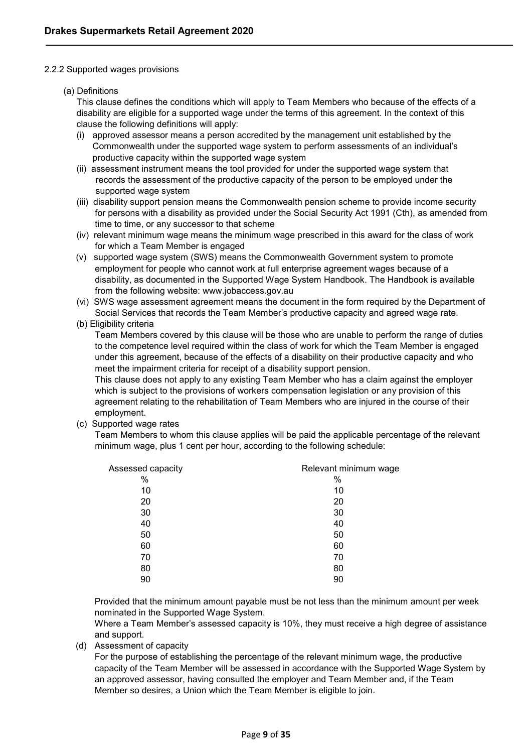2.2.2 Supported wages provisions

(a) Definitions

This clause defines the conditions which will apply to Team Members who because of the effects of a disability are eligible for a supported wage under the terms of this agreement. In the context of this clause the following definitions will apply:

(i) approved assessor means a person accredited by the management unit established by the Commonwealth under the supported wage system to perform assessments of an individual's productive capacity within the supported wage system

(ii) assessment instrument means the tool provided for under the supported wage system that records the assessment of the productive capacity of the person to be employed under the supported wage system

(iii) disability support pension means the Commonwealth pension scheme to provide income security for persons with a disability as provided under the Social Security Act 1991 (Cth), as amended from time to time, or any successor to that scheme

(iv) relevant minimum wage means the minimum wage prescribed in this award for the class of work for which a Team Member is engaged

(v) supported wage system (SWS) means the Commonwealth Government system to promote employment for people who cannot work at full enterprise agreement wages because of a disability, as documented in the Supported Wage System Handbook. The Handbook is available from the following website: www.jobaccess.gov.au

(vi) SWS wage assessment agreement means the document in the form required by the Department of Social Services that records the Team Member's productive capacity and agreed wage rate.

(b) Eligibility criteria

Team Members covered by this clause will be those who are unable to perform the range of duties to the competence level required within the class of work for which the Team Member is engaged under this agreement, because of the effects of a disability on their productive capacity and who meet the impairment criteria for receipt of a disability support pension.

This clause does not apply to any existing Team Member who has a claim against the employer which is subject to the provisions of workers compensation legislation or any provision of this agreement relating to the rehabilitation of Team Members who are injured in the course of their employment.

(c) Supported wage rates

Team Members to whom this clause applies will be paid the applicable percentage of the relevant minimum wage, plus 1 cent per hour, according to the following schedule:

| Assessed capacity | Relevant minimum wage |
|---|---|
| % | % |
| 10 | 10 |
| 20 | 20 |
| 30 | 30 |
| 40 | 40 |
| 50 | 50 |
| 60 | 60 |
| 70 | 70 |
| 80 | 80 |
| 90 | 90 |

Provided that the minimum amount payable must be not less than the minimum amount per week nominated in the Supported Wage System.

Where a Team Member's assessed capacity is 10%, they must receive a high degree of assistance and support.

(d) Assessment of capacity

For the purpose of establishing the percentage of the relevant minimum wage, the productive capacity of the Team Member will be assessed in accordance with the Supported Wage System by an approved assessor, having consulted the employer and Team Member and, if the Team Member so desires, a Union which the Team Member is eligible to join.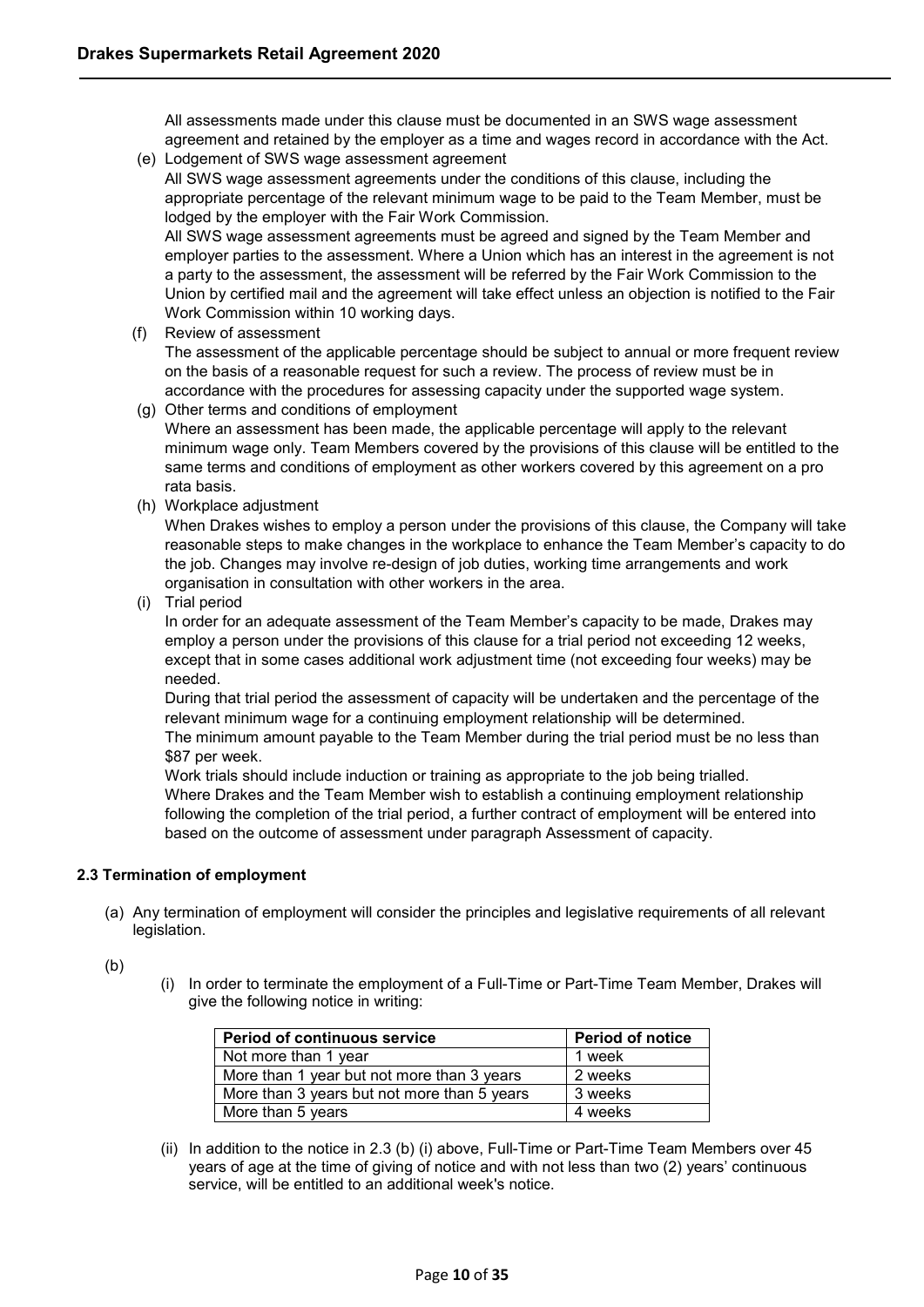All assessments made under this clause must be documented in an SWS wage assessment agreement and retained by the employer as a time and wages record in accordance with the Act.

(e) Lodgement of SWS wage assessment agreement

All SWS wage assessment agreements under the conditions of this clause, including the appropriate percentage of the relevant minimum wage to be paid to the Team Member, must be lodged by the employer with the Fair Work Commission.

All SWS wage assessment agreements must be agreed and signed by the Team Member and employer parties to the assessment. Where a Union which has an interest in the agreement is not a party to the assessment, the assessment will be referred by the Fair Work Commission to the Union by certified mail and the agreement will take effect unless an objection is notified to the Fair Work Commission within 10 working days.

(f) Review of assessment

The assessment of the applicable percentage should be subject to annual or more frequent review on the basis of a reasonable request for such a review. The process of review must be in accordance with the procedures for assessing capacity under the supported wage system.

(g) Other terms and conditions of employment

Where an assessment has been made, the applicable percentage will apply to the relevant minimum wage only. Team Members covered by the provisions of this clause will be entitled to the same terms and conditions of employment as other workers covered by this agreement on a pro rata basis.

(h) Workplace adjustment

When Drakes wishes to employ a person under the provisions of this clause, the Company will take reasonable steps to make changes in the workplace to enhance the Team Member's capacity to do the job. Changes may involve re-design of job duties, working time arrangements and work organisation in consultation with other workers in the area.

(i) Trial period

In order for an adequate assessment of the Team Member's capacity to be made, Drakes may employ a person under the provisions of this clause for a trial period not exceeding 12 weeks, except that in some cases additional work adjustment time (not exceeding four weeks) may be needed.

During that trial period the assessment of capacity will be undertaken and the percentage of the relevant minimum wage for a continuing employment relationship will be determined.

The minimum amount payable to the Team Member during the trial period must be no less than $87 per week.

Work trials should include induction or training as appropriate to the job being trialled.

Where Drakes and the Team Member wish to establish a continuing employment relationship following the completion of the trial period, a further contract of employment will be entered into based on the outcome of assessment under paragraph Assessment of capacity.

### 2.3 Termination of employment

(a) Any termination of employment will consider the principles and legislative requirements of all relevant legislation.

(b)

(i) In order to terminate the employment of a Full-Time or Part-Time Team Member, Drakes will give the following notice in writing:

| Period of continuous service | Period of notice |
|---|---|
| Not more than 1 year | 1 week |
| More than 1 year but not more than 3 years | 2 weeks |
| More than 3 years but not more than 5 years | 3 weeks |
| More than 5 years | 4 weeks |

(ii) In addition to the notice in 2.3 (b) (i) above, Full-Time or Part-Time Team Members over 45 years of age at the time of giving of notice and with not less than two (2) years' continuous service, will be entitled to an additional week's notice.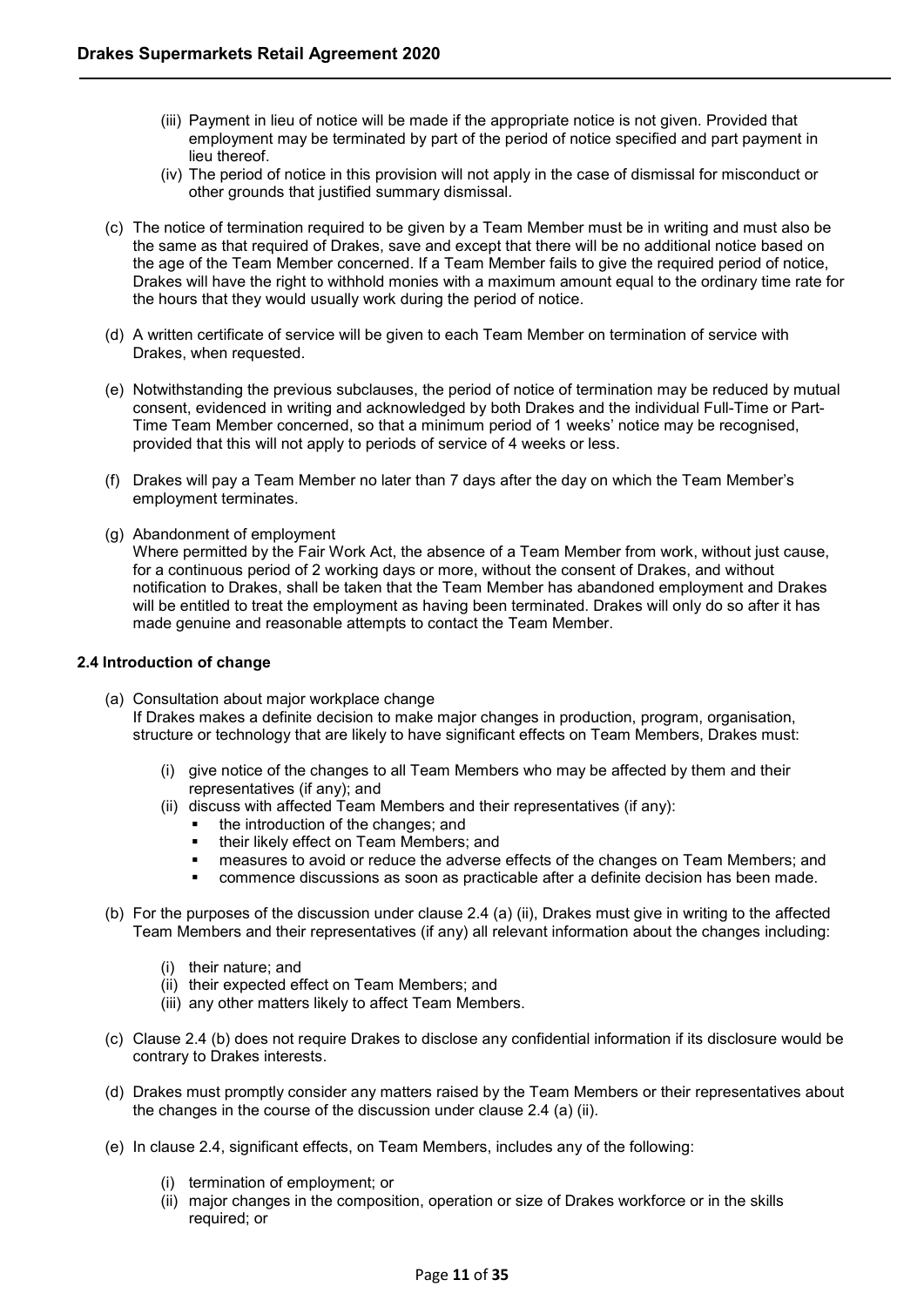(iii) Payment in lieu of notice will be made if the appropriate notice is not given. Provided that employment may be terminated by part of the period of notice specified and part payment in lieu thereof.

(iv) The period of notice in this provision will not apply in the case of dismissal for misconduct or other grounds that justified summary dismissal.

(c) The notice of termination required to be given by a Team Member must be in writing and must also be the same as that required of Drakes, save and except that there will be no additional notice based on the age of the Team Member concerned. If a Team Member fails to give the required period of notice, Drakes will have the right to withhold monies with a maximum amount equal to the ordinary time rate for the hours that they would usually work during the period of notice.

(d) A written certificate of service will be given to each Team Member on termination of service with Drakes, when requested.

(e) Notwithstanding the previous subclauses, the period of notice of termination may be reduced by mutual consent, evidenced in writing and acknowledged by both Drakes and the individual Full-Time or Part-Time Team Member concerned, so that a minimum period of 1 weeks' notice may be recognised, provided that this will not apply to periods of service of 4 weeks or less.

(f) Drakes will pay a Team Member no later than 7 days after the day on which the Team Member's employment terminates.

(g) Abandonment of employment
Where permitted by the Fair Work Act, the absence of a Team Member from work, without just cause, for a continuous period of 2 working days or more, without the consent of Drakes, and without notification to Drakes, shall be taken that the Team Member has abandoned employment and Drakes will be entitled to treat the employment as having been terminated. Drakes will only do so after it has made genuine and reasonable attempts to contact the Team Member.

### 2.4 Introduction of change

(a) Consultation about major workplace change
If Drakes makes a definite decision to make major changes in production, program, organisation, structure or technology that are likely to have significant effects on Team Members, Drakes must:

- (i) give notice of the changes to all Team Members who may be affected by them and their representatives (if any); and
- (ii) discuss with affected Team Members and their representatives (if any):
  - the introduction of the changes; and
  - their likely effect on Team Members; and
  - measures to avoid or reduce the adverse effects of the changes on Team Members; and
  - commence discussions as soon as practicable after a definite decision has been made.

(b) For the purposes of the discussion under clause 2.4 (a) (ii), Drakes must give in writing to the affected Team Members and their representatives (if any) all relevant information about the changes including:

- (i) their nature; and
- (ii) their expected effect on Team Members; and
- (iii) any other matters likely to affect Team Members.

(c) Clause 2.4 (b) does not require Drakes to disclose any confidential information if its disclosure would be contrary to Drakes interests.

(d) Drakes must promptly consider any matters raised by the Team Members or their representatives about the changes in the course of the discussion under clause 2.4 (a) (ii).

(e) In clause 2.4, significant effects, on Team Members, includes any of the following:

- (i) termination of employment; or
- (ii) major changes in the composition, operation or size of Drakes workforce or in the skills required; or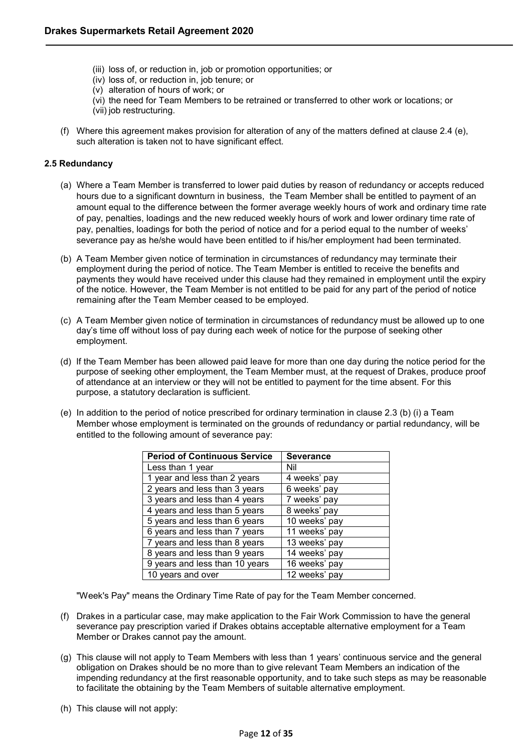(iii) loss of, or reduction in, job or promotion opportunities; or
(iv) loss of, or reduction in, job tenure; or
(v) alteration of hours of work; or
(vi) the need for Team Members to be retrained or transferred to other work or locations; or
(vii) job restructuring.

(f) Where this agreement makes provision for alteration of any of the matters defined at clause 2.4 (e), such alteration is taken not to have significant effect.

### 2.5 Redundancy

(a) Where a Team Member is transferred to lower paid duties by reason of redundancy or accepts reduced hours due to a significant downturn in business, the Team Member shall be entitled to payment of an amount equal to the difference between the former average weekly hours of work and ordinary time rate of pay, penalties, loadings and the new reduced weekly hours of work and lower ordinary time rate of pay, penalties, loadings for both the period of notice and for a period equal to the number of weeks' severance pay as he/she would have been entitled to if his/her employment had been terminated.

(b) A Team Member given notice of termination in circumstances of redundancy may terminate their employment during the period of notice. The Team Member is entitled to receive the benefits and payments they would have received under this clause had they remained in employment until the expiry of the notice. However, the Team Member is not entitled to be paid for any part of the period of notice remaining after the Team Member ceased to be employed.

(c) A Team Member given notice of termination in circumstances of redundancy must be allowed up to one day's time off without loss of pay during each week of notice for the purpose of seeking other employment.

(d) If the Team Member has been allowed paid leave for more than one day during the notice period for the purpose of seeking other employment, the Team Member must, at the request of Drakes, produce proof of attendance at an interview or they will not be entitled to payment for the time absent. For this purpose, a statutory declaration is sufficient.

(e) In addition to the period of notice prescribed for ordinary termination in clause 2.3 (b) (i) a Team Member whose employment is terminated on the grounds of redundancy or partial redundancy, will be entitled to the following amount of severance pay:

| Period of Continuous Service | Severance |
|---|---|
| Less than 1 year | Nil |
| 1 year and less than 2 years | 4 weeks' pay |
| 2 years and less than 3 years | 6 weeks' pay |
| 3 years and less than 4 years | 7 weeks' pay |
| 4 years and less than 5 years | 8 weeks' pay |
| 5 years and less than 6 years | 10 weeks' pay |
| 6 years and less than 7 years | 11 weeks' pay |
| 7 years and less than 8 years | 13 weeks' pay |
| 8 years and less than 9 years | 14 weeks' pay |
| 9 years and less than 10 years | 16 weeks' pay |
| 10 years and over | 12 weeks' pay |

"Week's Pay" means the Ordinary Time Rate of pay for the Team Member concerned.

(f) Drakes in a particular case, may make application to the Fair Work Commission to have the general severance pay prescription varied if Drakes obtains acceptable alternative employment for a Team Member or Drakes cannot pay the amount.

(g) This clause will not apply to Team Members with less than 1 years' continuous service and the general obligation on Drakes should be no more than to give relevant Team Members an indication of the impending redundancy at the first reasonable opportunity, and to take such steps as may be reasonable to facilitate the obtaining by the Team Members of suitable alternative employment.

(h) This clause will not apply: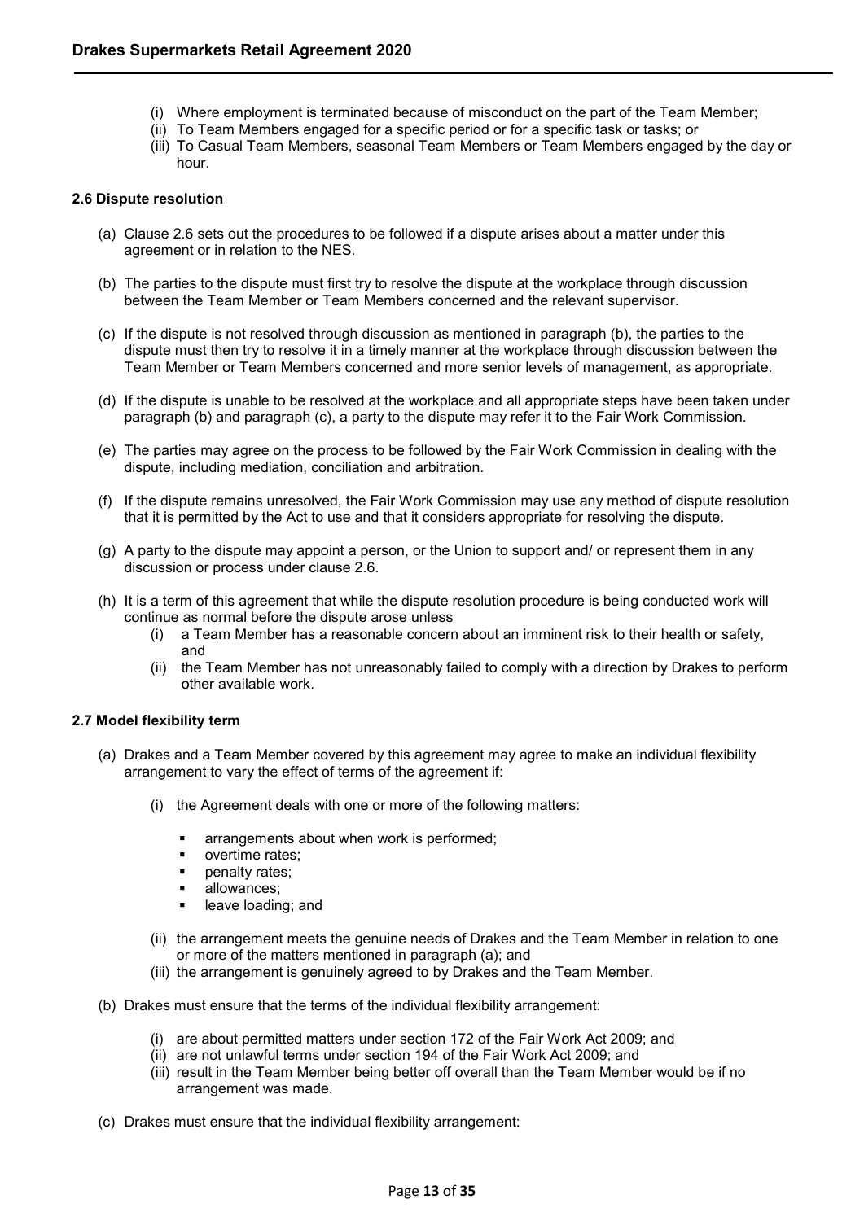(i) Where employment is terminated because of misconduct on the part of the Team Member;
(ii) To Team Members engaged for a specific period or for a specific task or tasks; or
(iii) To Casual Team Members, seasonal Team Members or Team Members engaged by the day or hour.

**2.6 Dispute resolution**

(a) Clause 2.6 sets out the procedures to be followed if a dispute arises about a matter under this agreement or in relation to the NES.

(b) The parties to the dispute must first try to resolve the dispute at the workplace through discussion between the Team Member or Team Members concerned and the relevant supervisor.

(c) If the dispute is not resolved through discussion as mentioned in paragraph (b), the parties to the dispute must then try to resolve it in a timely manner at the workplace through discussion between the Team Member or Team Members concerned and more senior levels of management, as appropriate.

(d) If the dispute is unable to be resolved at the workplace and all appropriate steps have been taken under paragraph (b) and paragraph (c), a party to the dispute may refer it to the Fair Work Commission.

(e) The parties may agree on the process to be followed by the Fair Work Commission in dealing with the dispute, including mediation, conciliation and arbitration.

(f) If the dispute remains unresolved, the Fair Work Commission may use any method of dispute resolution that it is permitted by the Act to use and that it considers appropriate for resolving the dispute.

(g) A party to the dispute may appoint a person, or the Union to support and/ or represent them in any discussion or process under clause 2.6.

(h) It is a term of this agreement that while the dispute resolution procedure is being conducted work will continue as normal before the dispute arose unless
   (i) a Team Member has a reasonable concern about an imminent risk to their health or safety, and
   (ii) the Team Member has not unreasonably failed to comply with a direction by Drakes to perform other available work.

**2.7 Model flexibility term**

(a) Drakes and a Team Member covered by this agreement may agree to make an individual flexibility arrangement to vary the effect of terms of the agreement if:

   (i) the Agreement deals with one or more of the following matters:

   - arrangements about when work is performed;
   - overtime rates;
   - penalty rates;
   - allowances;
   - leave loading; and

   (ii) the arrangement meets the genuine needs of Drakes and the Team Member in relation to one or more of the matters mentioned in paragraph (a); and
   (iii) the arrangement is genuinely agreed to by Drakes and the Team Member.

(b) Drakes must ensure that the terms of the individual flexibility arrangement:

   (i) are about permitted matters under section 172 of the Fair Work Act 2009; and
   (ii) are not unlawful terms under section 194 of the Fair Work Act 2009; and
   (iii) result in the Team Member being better off overall than the Team Member would be if no arrangement was made.

(c) Drakes must ensure that the individual flexibility arrangement: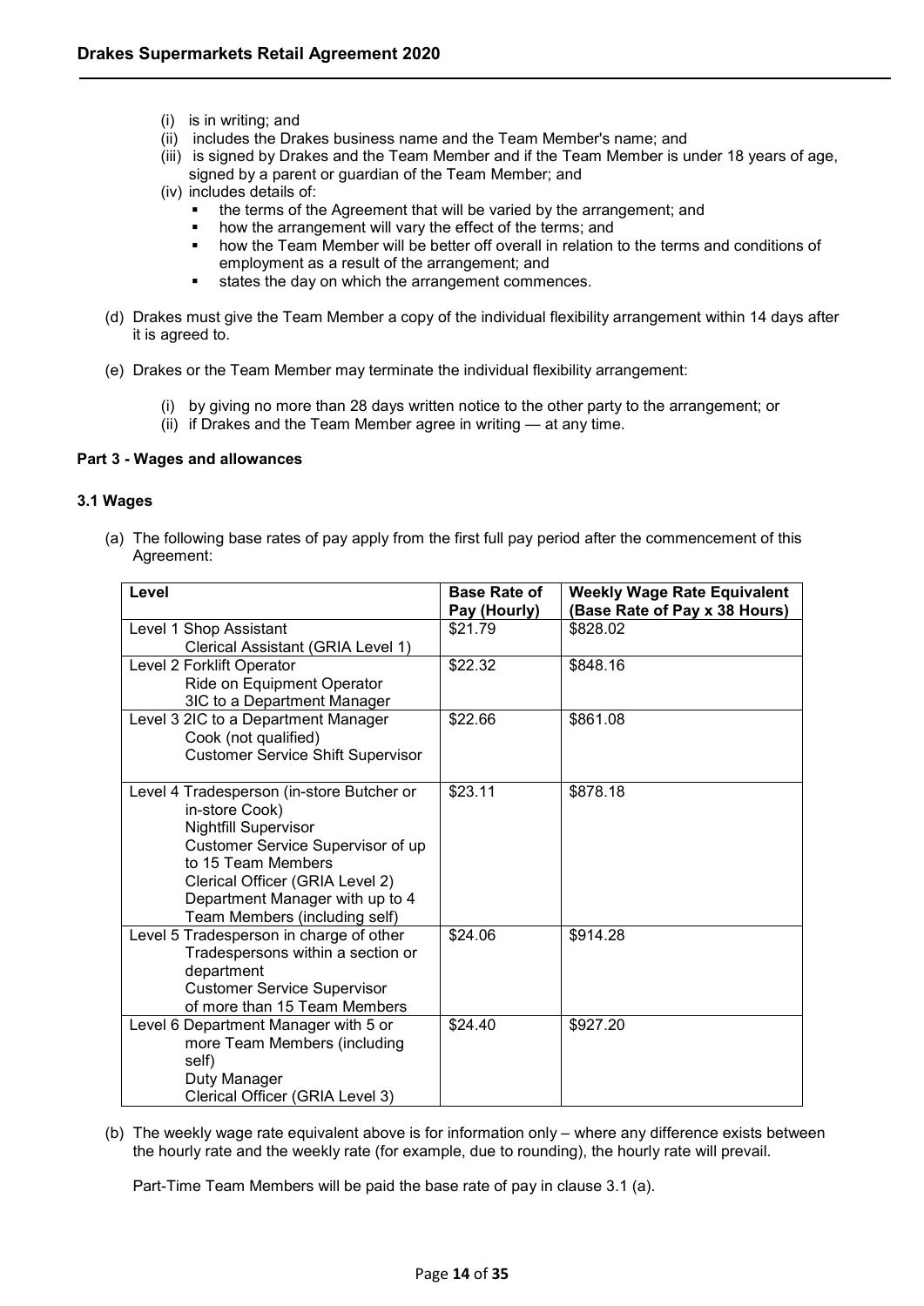(i) is in writing; and
(ii) includes the Drakes business name and the Team Member's name; and
(iii) is signed by Drakes and the Team Member and if the Team Member is under 18 years of age, signed by a parent or guardian of the Team Member; and
(iv) includes details of:
   - the terms of the Agreement that will be varied by the arrangement; and
   - how the arrangement will vary the effect of the terms; and
   - how the Team Member will be better off overall in relation to the terms and conditions of employment as a result of the arrangement; and
   - states the day on which the arrangement commences.

(d) Drakes must give the Team Member a copy of the individual flexibility arrangement within 14 days after it is agreed to.

(e) Drakes or the Team Member may terminate the individual flexibility arrangement:

   (i) by giving no more than 28 days written notice to the other party to the arrangement; or
   (ii) if Drakes and the Team Member agree in writing — at any time.

**Part 3 - Wages and allowances**

**3.1 Wages**

(a) The following base rates of pay apply from the first full pay period after the commencement of this Agreement:

| Level | Base Rate of Pay (Hourly) | Weekly Wage Rate Equivalent (Base Rate of Pay x 38 Hours) |
|---|---|---|
| Level 1 Shop Assistant<br>Clerical Assistant (GRIA Level 1) | $21.79 | $828.02 |
| Level 2 Forklift Operator<br>Ride on Equipment Operator<br>3IC to a Department Manager | $22.32 | $848.16 |
| Level 3 2IC to a Department Manager<br>Cook (not qualified)<br>Customer Service Shift Supervisor | $22.66 | $861.08 |
| Level 4 Tradesperson (in-store Butcher or in-store Cook)<br>Nightfill Supervisor<br>Customer Service Supervisor of up to 15 Team Members<br>Clerical Officer (GRIA Level 2)<br>Department Manager with up to 4 Team Members (including self) | $23.11 | $878.18 |
| Level 5 Tradesperson in charge of other Tradespersons within a section or department<br>Customer Service Supervisor of more than 15 Team Members | $24.06 | $914.28 |
| Level 6 Department Manager with 5 or more Team Members (including self)<br>Duty Manager<br>Clerical Officer (GRIA Level 3) | $24.40 | $927.20 |

(b) The weekly wage rate equivalent above is for information only – where any difference exists between the hourly rate and the weekly rate (for example, due to rounding), the hourly rate will prevail.

Part-Time Team Members will be paid the base rate of pay in clause 3.1 (a).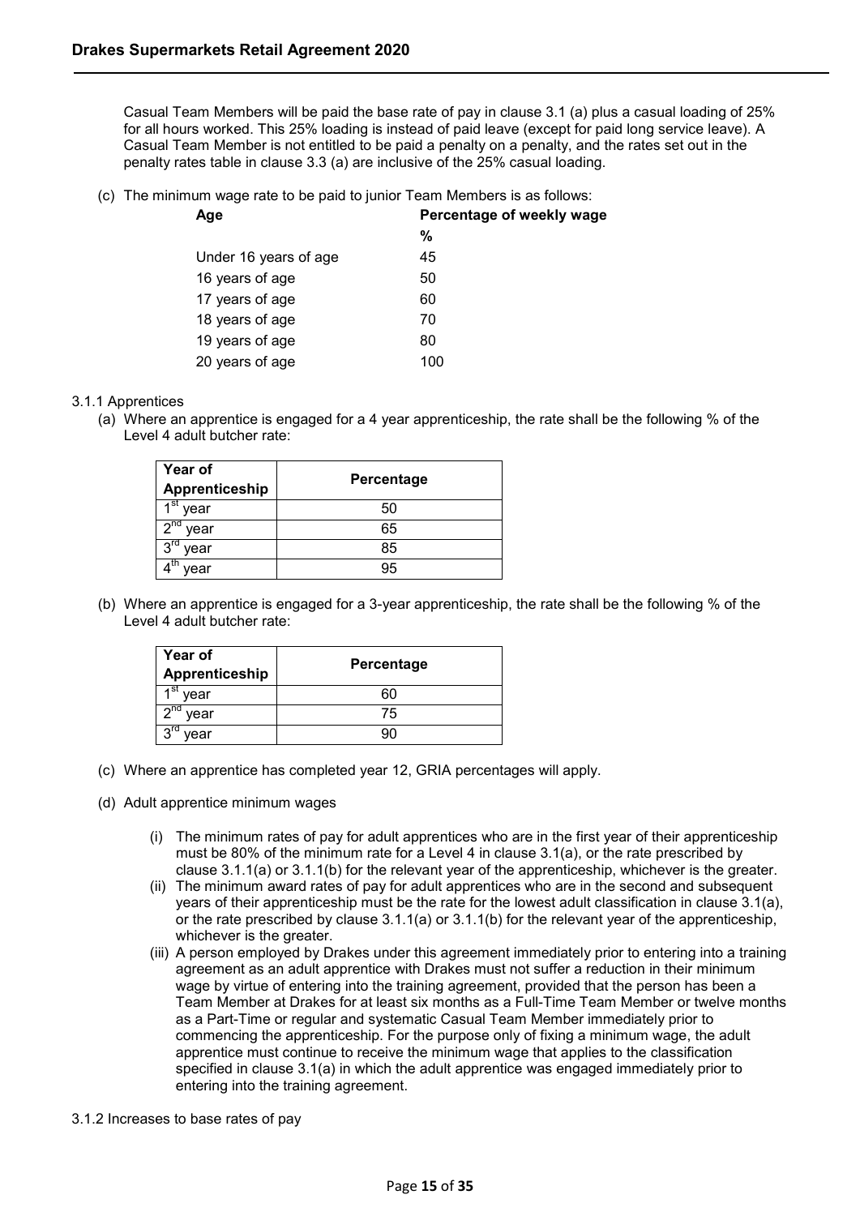Casual Team Members will be paid the base rate of pay in clause 3.1 (a) plus a casual loading of 25% for all hours worked. This 25% loading is instead of paid leave (except for paid long service leave). A Casual Team Member is not entitled to be paid a penalty on a penalty, and the rates set out in the penalty rates table in clause 3.3 (a) are inclusive of the 25% casual loading.

(c) The minimum wage rate to be paid to junior Team Members is as follows:

| Age | Percentage of weekly wage |
|---|---|
| | % |
| Under 16 years of age | 45 |
| 16 years of age | 50 |
| 17 years of age | 60 |
| 18 years of age | 70 |
| 19 years of age | 80 |
| 20 years of age | 100 |

3.1.1 Apprentices

(a) Where an apprentice is engaged for a 4 year apprenticeship, the rate shall be the following % of the Level 4 adult butcher rate:

| Year of Apprenticeship | Percentage |
|---|---|
| 1st year | 50 |
| 2nd year | 65 |
| 3rd year | 85 |
| 4th year | 95 |

(b) Where an apprentice is engaged for a 3-year apprenticeship, the rate shall be the following % of the Level 4 adult butcher rate:

| Year of Apprenticeship | Percentage |
|---|---|
| 1st year | 60 |
| 2nd year | 75 |
| 3rd year | 90 |

(c) Where an apprentice has completed year 12, GRIA percentages will apply.

(d) Adult apprentice minimum wages

(i) The minimum rates of pay for adult apprentices who are in the first year of their apprenticeship must be 80% of the minimum rate for a Level 4 in clause 3.1(a), or the rate prescribed by clause 3.1.1(a) or 3.1.1(b) for the relevant year of the apprenticeship, whichever is the greater.

(ii) The minimum award rates of pay for adult apprentices who are in the second and subsequent years of their apprenticeship must be the rate for the lowest adult classification in clause 3.1(a), or the rate prescribed by clause 3.1.1(a) or 3.1.1(b) for the relevant year of the apprenticeship, whichever is the greater.

(iii) A person employed by Drakes under this agreement immediately prior to entering into a training agreement as an adult apprentice with Drakes must not suffer a reduction in their minimum wage by virtue of entering into the training agreement, provided that the person has been a Team Member at Drakes for at least six months as a Full-Time Team Member or twelve months as a Part-Time or regular and systematic Casual Team Member immediately prior to commencing the apprenticeship. For the purpose only of fixing a minimum wage, the adult apprentice must continue to receive the minimum wage that applies to the classification specified in clause 3.1(a) in which the adult apprentice was engaged immediately prior to entering into the training agreement.

3.1.2 Increases to base rates of pay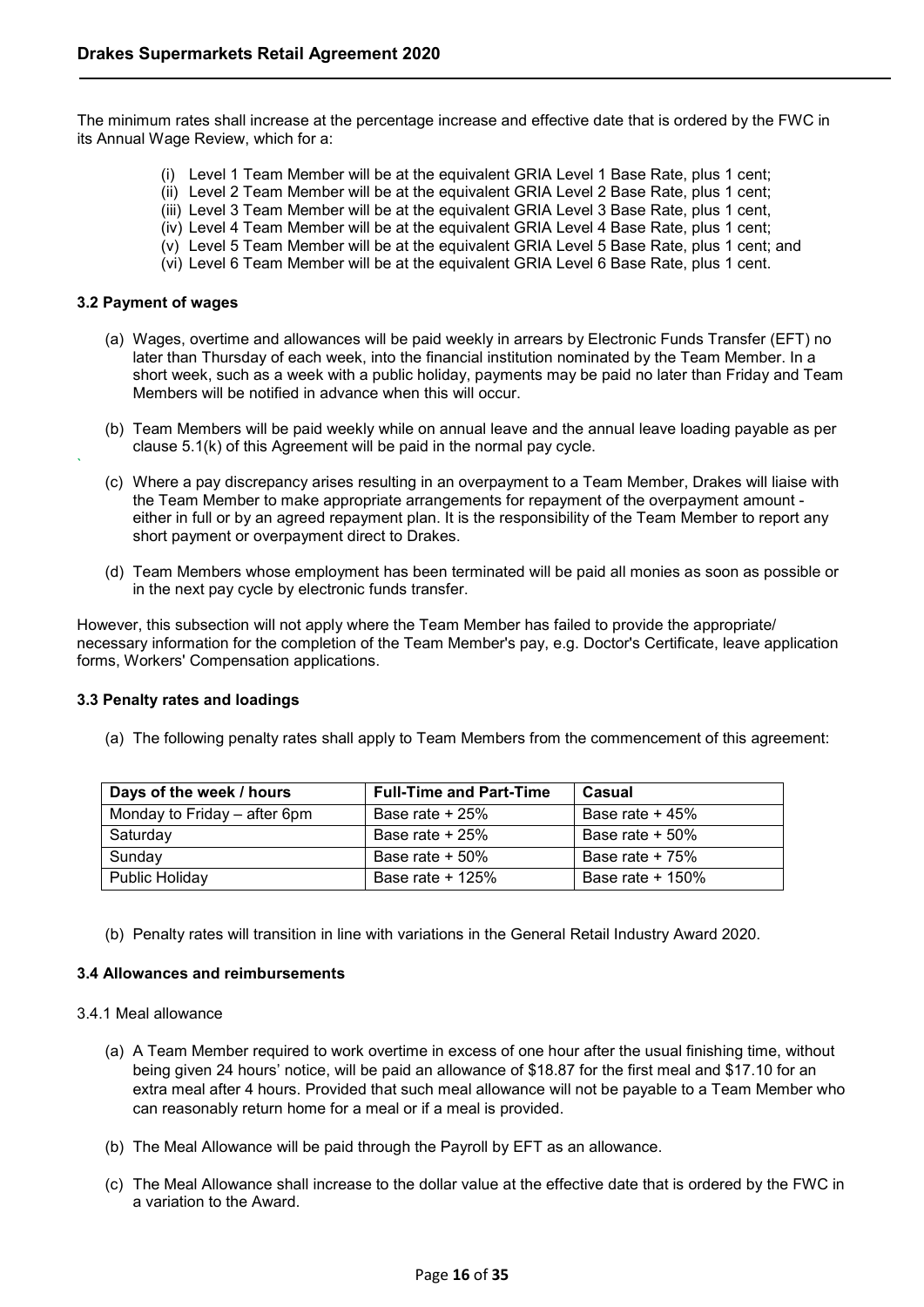The minimum rates shall increase at the percentage increase and effective date that is ordered by the FWC in its Annual Wage Review, which for a:

(i) Level 1 Team Member will be at the equivalent GRIA Level 1 Base Rate, plus 1 cent;
(ii) Level 2 Team Member will be at the equivalent GRIA Level 2 Base Rate, plus 1 cent;
(iii) Level 3 Team Member will be at the equivalent GRIA Level 3 Base Rate, plus 1 cent,
(iv) Level 4 Team Member will be at the equivalent GRIA Level 4 Base Rate, plus 1 cent;
(v) Level 5 Team Member will be at the equivalent GRIA Level 5 Base Rate, plus 1 cent; and
(vi) Level 6 Team Member will be at the equivalent GRIA Level 6 Base Rate, plus 1 cent.

#### 3.2 Payment of wages

(a) Wages, overtime and allowances will be paid weekly in arrears by Electronic Funds Transfer (EFT) no later than Thursday of each week, into the financial institution nominated by the Team Member. In a short week, such as a week with a public holiday, payments may be paid no later than Friday and Team Members will be notified in advance when this will occur.

(b) Team Members will be paid weekly while on annual leave and the annual leave loading payable as per clause 5.1(k) of this Agreement will be paid in the normal pay cycle.

(c) Where a pay discrepancy arises resulting in an overpayment to a Team Member, Drakes will liaise with the Team Member to make appropriate arrangements for repayment of the overpayment amount - either in full or by an agreed repayment plan. It is the responsibility of the Team Member to report any short payment or overpayment direct to Drakes.

(d) Team Members whose employment has been terminated will be paid all monies as soon as possible or in the next pay cycle by electronic funds transfer.

However, this subsection will not apply where the Team Member has failed to provide the appropriate/ necessary information for the completion of the Team Member's pay, e.g. Doctor's Certificate, leave application forms, Workers' Compensation applications.

#### 3.3 Penalty rates and loadings

(a) The following penalty rates shall apply to Team Members from the commencement of this agreement:

| Days of the week / hours | Full-Time and Part-Time | Casual |
|---|---|---|
| Monday to Friday – after 6pm | Base rate + 25% | Base rate + 45% |
| Saturday | Base rate + 25% | Base rate + 50% |
| Sunday | Base rate + 50% | Base rate + 75% |
| Public Holiday | Base rate + 125% | Base rate + 150% |

(b) Penalty rates will transition in line with variations in the General Retail Industry Award 2020.

#### 3.4 Allowances and reimbursements

3.4.1 Meal allowance

(a) A Team Member required to work overtime in excess of one hour after the usual finishing time, without being given 24 hours' notice, will be paid an allowance of $18.87 for the first meal and $17.10 for an extra meal after 4 hours. Provided that such meal allowance will not be payable to a Team Member who can reasonably return home for a meal or if a meal is provided.

(b) The Meal Allowance will be paid through the Payroll by EFT as an allowance.

(c) The Meal Allowance shall increase to the dollar value at the effective date that is ordered by the FWC in a variation to the Award.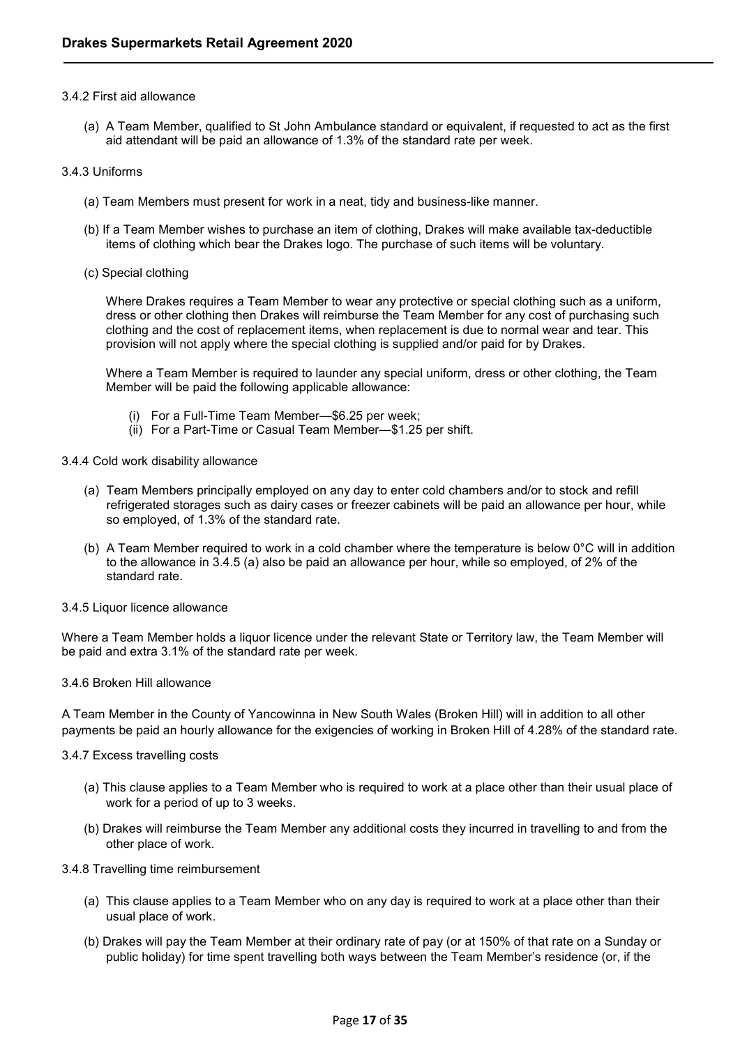### 3.4.2 First aid allowance

(a) A Team Member, qualified to St John Ambulance standard or equivalent, if requested to act as the first aid attendant will be paid an allowance of 1.3% of the standard rate per week.

### 3.4.3 Uniforms

(a) Team Members must present for work in a neat, tidy and business-like manner.

(b) If a Team Member wishes to purchase an item of clothing, Drakes will make available tax-deductible items of clothing which bear the Drakes logo. The purchase of such items will be voluntary.

(c) Special clothing

Where Drakes requires a Team Member to wear any protective or special clothing such as a uniform, dress or other clothing then Drakes will reimburse the Team Member for any cost of purchasing such clothing and the cost of replacement items, when replacement is due to normal wear and tear. This provision will not apply where the special clothing is supplied and/or paid for by Drakes.

Where a Team Member is required to launder any special uniform, dress or other clothing, the Team Member will be paid the following applicable allowance:

(i) For a Full-Time Team Member—$6.25 per week;
(ii) For a Part-Time or Casual Team Member—$1.25 per shift.

### 3.4.4 Cold work disability allowance

(a) Team Members principally employed on any day to enter cold chambers and/or to stock and refill refrigerated storages such as dairy cases or freezer cabinets will be paid an allowance per hour, while so employed, of 1.3% of the standard rate.

(b) A Team Member required to work in a cold chamber where the temperature is below 0°C will in addition to the allowance in 3.4.5 (a) also be paid an allowance per hour, while so employed, of 2% of the standard rate.

### 3.4.5 Liquor licence allowance

Where a Team Member holds a liquor licence under the relevant State or Territory law, the Team Member will be paid and extra 3.1% of the standard rate per week.

### 3.4.6 Broken Hill allowance

A Team Member in the County of Yancowinna in New South Wales (Broken Hill) will in addition to all other payments be paid an hourly allowance for the exigencies of working in Broken Hill of 4.28% of the standard rate.

### 3.4.7 Excess travelling costs

(a) This clause applies to a Team Member who is required to work at a place other than their usual place of work for a period of up to 3 weeks.

(b) Drakes will reimburse the Team Member any additional costs they incurred in travelling to and from the other place of work.

### 3.4.8 Travelling time reimbursement

(a) This clause applies to a Team Member who on any day is required to work at a place other than their usual place of work.

(b) Drakes will pay the Team Member at their ordinary rate of pay (or at 150% of that rate on a Sunday or public holiday) for time spent travelling both ways between the Team Member's residence (or, if the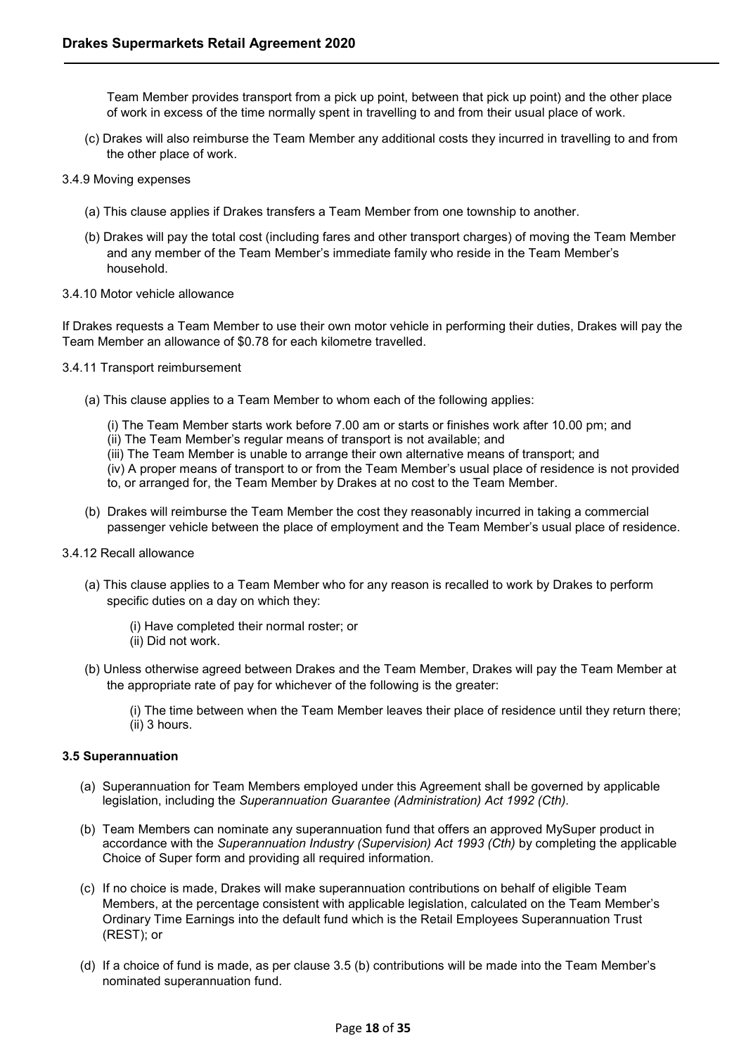Team Member provides transport from a pick up point, between that pick up point) and the other place of work in excess of the time normally spent in travelling to and from their usual place of work.

(c) Drakes will also reimburse the Team Member any additional costs they incurred in travelling to and from the other place of work.

3.4.9 Moving expenses

(a) This clause applies if Drakes transfers a Team Member from one township to another.

(b) Drakes will pay the total cost (including fares and other transport charges) of moving the Team Member and any member of the Team Member's immediate family who reside in the Team Member's household.

3.4.10 Motor vehicle allowance

If Drakes requests a Team Member to use their own motor vehicle in performing their duties, Drakes will pay the Team Member an allowance of $0.78 for each kilometre travelled.

3.4.11 Transport reimbursement

(a) This clause applies to a Team Member to whom each of the following applies:

(i) The Team Member starts work before 7.00 am or starts or finishes work after 10.00 pm; and
(ii) The Team Member's regular means of transport is not available; and
(iii) The Team Member is unable to arrange their own alternative means of transport; and
(iv) A proper means of transport to or from the Team Member's usual place of residence is not provided to, or arranged for, the Team Member by Drakes at no cost to the Team Member.

(b) Drakes will reimburse the Team Member the cost they reasonably incurred in taking a commercial passenger vehicle between the place of employment and the Team Member's usual place of residence.

3.4.12 Recall allowance

(a) This clause applies to a Team Member who for any reason is recalled to work by Drakes to perform specific duties on a day on which they:

(i) Have completed their normal roster; or
(ii) Did not work.

(b) Unless otherwise agreed between Drakes and the Team Member, Drakes will pay the Team Member at the appropriate rate of pay for whichever of the following is the greater:

(i) The time between when the Team Member leaves their place of residence until they return there;
(ii) 3 hours.

**3.5 Superannuation**

(a) Superannuation for Team Members employed under this Agreement shall be governed by applicable legislation, including the *Superannuation Guarantee (Administration) Act 1992 (Cth).*

(b) Team Members can nominate any superannuation fund that offers an approved MySuper product in accordance with the *Superannuation Industry (Supervision) Act 1993 (Cth)* by completing the applicable Choice of Super form and providing all required information.

(c) If no choice is made, Drakes will make superannuation contributions on behalf of eligible Team Members, at the percentage consistent with applicable legislation, calculated on the Team Member's Ordinary Time Earnings into the default fund which is the Retail Employees Superannuation Trust (REST); or

(d) If a choice of fund is made, as per clause 3.5 (b) contributions will be made into the Team Member's nominated superannuation fund.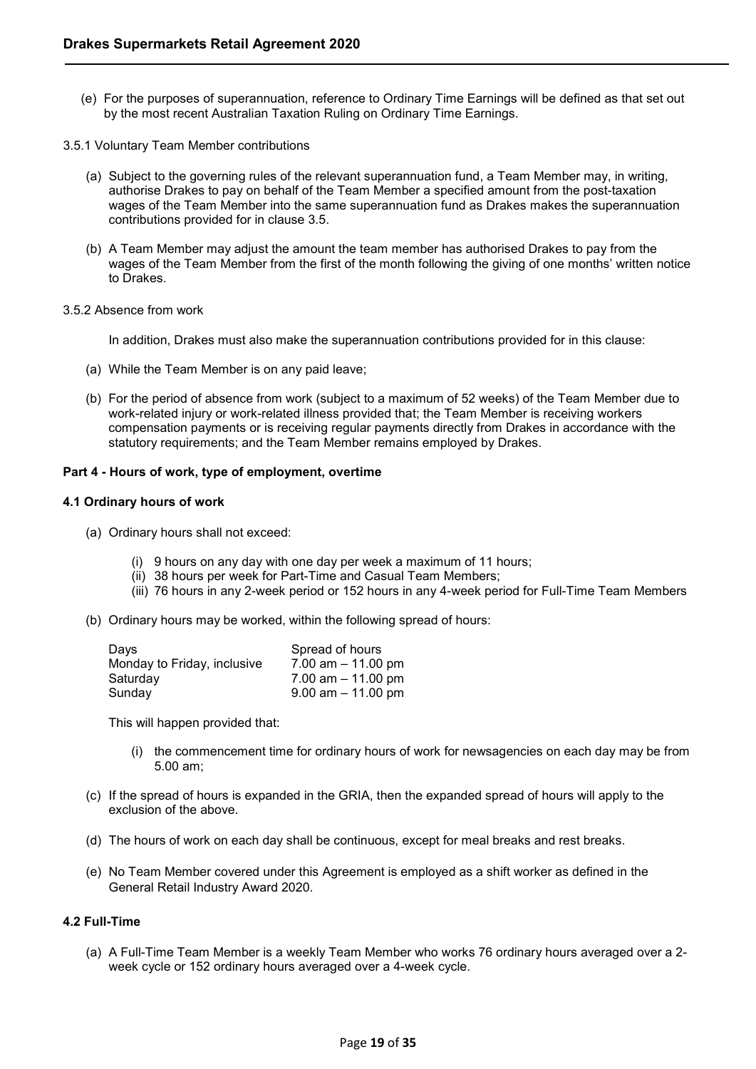(e) For the purposes of superannuation, reference to Ordinary Time Earnings will be defined as that set out by the most recent Australian Taxation Ruling on Ordinary Time Earnings.

3.5.1 Voluntary Team Member contributions

(a) Subject to the governing rules of the relevant superannuation fund, a Team Member may, in writing, authorise Drakes to pay on behalf of the Team Member a specified amount from the post-taxation wages of the Team Member into the same superannuation fund as Drakes makes the superannuation contributions provided for in clause 3.5.

(b) A Team Member may adjust the amount the team member has authorised Drakes to pay from the wages of the Team Member from the first of the month following the giving of one months' written notice to Drakes.

3.5.2 Absence from work

In addition, Drakes must also make the superannuation contributions provided for in this clause:

(a) While the Team Member is on any paid leave;

(b) For the period of absence from work (subject to a maximum of 52 weeks) of the Team Member due to work-related injury or work-related illness provided that; the Team Member is receiving workers compensation payments or is receiving regular payments directly from Drakes in accordance with the statutory requirements; and the Team Member remains employed by Drakes.

**Part 4 - Hours of work, type of employment, overtime**

**4.1 Ordinary hours of work**

(a) Ordinary hours shall not exceed:

(i) 9 hours on any day with one day per week a maximum of 11 hours;
(ii) 38 hours per week for Part-Time and Casual Team Members;
(iii) 76 hours in any 2-week period or 152 hours in any 4-week period for Full-Time Team Members

(b) Ordinary hours may be worked, within the following spread of hours:

| Days | Spread of hours |
|---|---|
| Monday to Friday, inclusive | 7.00 am – 11.00 pm |
| Saturday | 7.00 am – 11.00 pm |
| Sunday | 9.00 am – 11.00 pm |

This will happen provided that:

(i) the commencement time for ordinary hours of work for newsagencies on each day may be from 5.00 am;

(c) If the spread of hours is expanded in the GRIA, then the expanded spread of hours will apply to the exclusion of the above.

(d) The hours of work on each day shall be continuous, except for meal breaks and rest breaks.

(e) No Team Member covered under this Agreement is employed as a shift worker as defined in the General Retail Industry Award 2020.

**4.2 Full-Time**

(a) A Full-Time Team Member is a weekly Team Member who works 76 ordinary hours averaged over a 2-week cycle or 152 ordinary hours averaged over a 4-week cycle.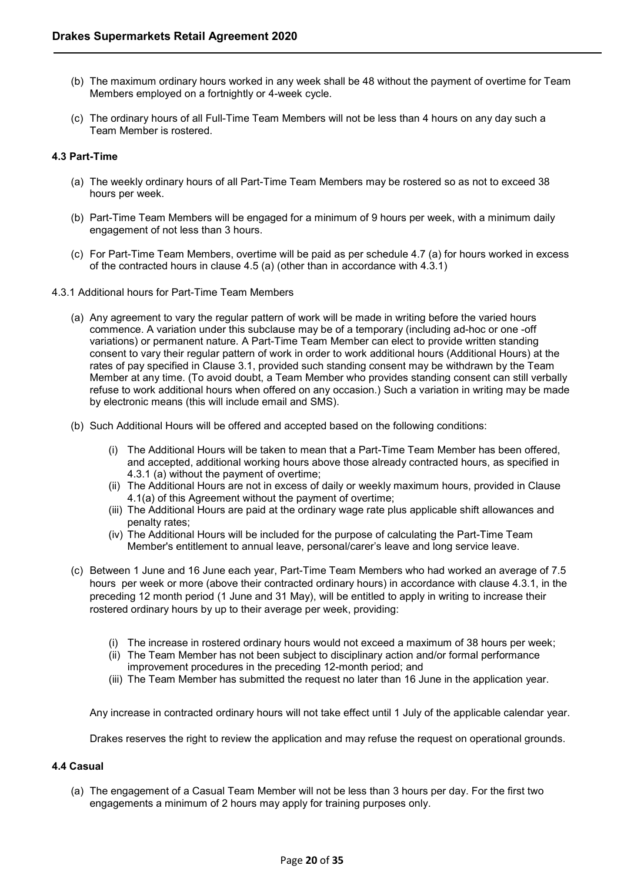(b) The maximum ordinary hours worked in any week shall be 48 without the payment of overtime for Team Members employed on a fortnightly or 4-week cycle.

(c) The ordinary hours of all Full-Time Team Members will not be less than 4 hours on any day such a Team Member is rostered.

### 4.3 Part-Time

(a) The weekly ordinary hours of all Part-Time Team Members may be rostered so as not to exceed 38 hours per week.

(b) Part-Time Team Members will be engaged for a minimum of 9 hours per week, with a minimum daily engagement of not less than 3 hours.

(c) For Part-Time Team Members, overtime will be paid as per schedule 4.7 (a) for hours worked in excess of the contracted hours in clause 4.5 (a) (other than in accordance with 4.3.1)

4.3.1 Additional hours for Part-Time Team Members

(a) Any agreement to vary the regular pattern of work will be made in writing before the varied hours commence. A variation under this subclause may be of a temporary (including ad-hoc or one -off variations) or permanent nature. A Part-Time Team Member can elect to provide written standing consent to vary their regular pattern of work in order to work additional hours (Additional Hours) at the rates of pay specified in Clause 3.1, provided such standing consent may be withdrawn by the Team Member at any time. (To avoid doubt, a Team Member who provides standing consent can still verbally refuse to work additional hours when offered on any occasion.) Such a variation in writing may be made by electronic means (this will include email and SMS).

(b) Such Additional Hours will be offered and accepted based on the following conditions:

- (i) The Additional Hours will be taken to mean that a Part-Time Team Member has been offered, and accepted, additional working hours above those already contracted hours, as specified in 4.3.1 (a) without the payment of overtime;
- (ii) The Additional Hours are not in excess of daily or weekly maximum hours, provided in Clause 4.1(a) of this Agreement without the payment of overtime;
- (iii) The Additional Hours are paid at the ordinary wage rate plus applicable shift allowances and penalty rates;
- (iv) The Additional Hours will be included for the purpose of calculating the Part-Time Team Member's entitlement to annual leave, personal/carer's leave and long service leave.

(c) Between 1 June and 16 June each year, Part-Time Team Members who had worked an average of 7.5 hours per week or more (above their contracted ordinary hours) in accordance with clause 4.3.1, in the preceding 12 month period (1 June and 31 May), will be entitled to apply in writing to increase their rostered ordinary hours by up to their average per week, providing:

- (i) The increase in rostered ordinary hours would not exceed a maximum of 38 hours per week;
- (ii) The Team Member has not been subject to disciplinary action and/or formal performance improvement procedures in the preceding 12-month period; and
- (iii) The Team Member has submitted the request no later than 16 June in the application year.

Any increase in contracted ordinary hours will not take effect until 1 July of the applicable calendar year.

Drakes reserves the right to review the application and may refuse the request on operational grounds.

### 4.4 Casual

(a) The engagement of a Casual Team Member will not be less than 3 hours per day. For the first two engagements a minimum of 2 hours may apply for training purposes only.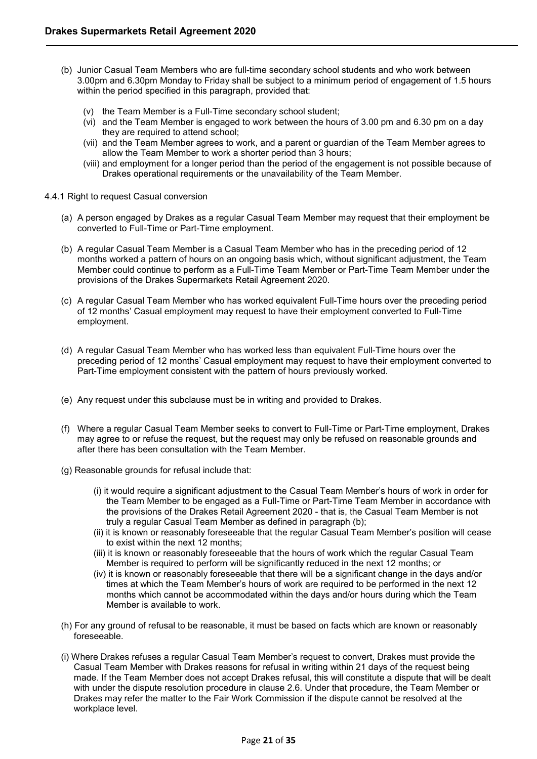(b) Junior Casual Team Members who are full-time secondary school students and who work between 3.00pm and 6.30pm Monday to Friday shall be subject to a minimum period of engagement of 1.5 hours within the period specified in this paragraph, provided that:

   (v) the Team Member is a Full-Time secondary school student;
   (vi) and the Team Member is engaged to work between the hours of 3.00 pm and 6.30 pm on a day they are required to attend school;
   (vii) and the Team Member agrees to work, and a parent or guardian of the Team Member agrees to allow the Team Member to work a shorter period than 3 hours;
   (viii) and employment for a longer period than the period of the engagement is not possible because of Drakes operational requirements or the unavailability of the Team Member.

4.4.1 Right to request Casual conversion

(a) A person engaged by Drakes as a regular Casual Team Member may request that their employment be converted to Full-Time or Part-Time employment.

(b) A regular Casual Team Member is a Casual Team Member who has in the preceding period of 12 months worked a pattern of hours on an ongoing basis which, without significant adjustment, the Team Member could continue to perform as a Full-Time Team Member or Part-Time Team Member under the provisions of the Drakes Supermarkets Retail Agreement 2020.

(c) A regular Casual Team Member who has worked equivalent Full-Time hours over the preceding period of 12 months' Casual employment may request to have their employment converted to Full-Time employment.

(d) A regular Casual Team Member who has worked less than equivalent Full-Time hours over the preceding period of 12 months' Casual employment may request to have their employment converted to Part-Time employment consistent with the pattern of hours previously worked.

(e) Any request under this subclause must be in writing and provided to Drakes.

(f) Where a regular Casual Team Member seeks to convert to Full-Time or Part-Time employment, Drakes may agree to or refuse the request, but the request may only be refused on reasonable grounds and after there has been consultation with the Team Member.

(g) Reasonable grounds for refusal include that:

   (i) it would require a significant adjustment to the Casual Team Member's hours of work in order for the Team Member to be engaged as a Full-Time or Part-Time Team Member in accordance with the provisions of the Drakes Retail Agreement 2020 - that is, the Casual Team Member is not truly a regular Casual Team Member as defined in paragraph (b);
   (ii) it is known or reasonably foreseeable that the regular Casual Team Member's position will cease to exist within the next 12 months;
   (iii) it is known or reasonably foreseeable that the hours of work which the regular Casual Team Member is required to perform will be significantly reduced in the next 12 months; or
   (iv) it is known or reasonably foreseeable that there will be a significant change in the days and/or times at which the Team Member's hours of work are required to be performed in the next 12 months which cannot be accommodated within the days and/or hours during which the Team Member is available to work.

(h) For any ground of refusal to be reasonable, it must be based on facts which are known or reasonably foreseeable.

(i) Where Drakes refuses a regular Casual Team Member's request to convert, Drakes must provide the Casual Team Member with Drakes reasons for refusal in writing within 21 days of the request being made. If the Team Member does not accept Drakes refusal, this will constitute a dispute that will be dealt with under the dispute resolution procedure in clause 2.6. Under that procedure, the Team Member or Drakes may refer the matter to the Fair Work Commission if the dispute cannot be resolved at the workplace level.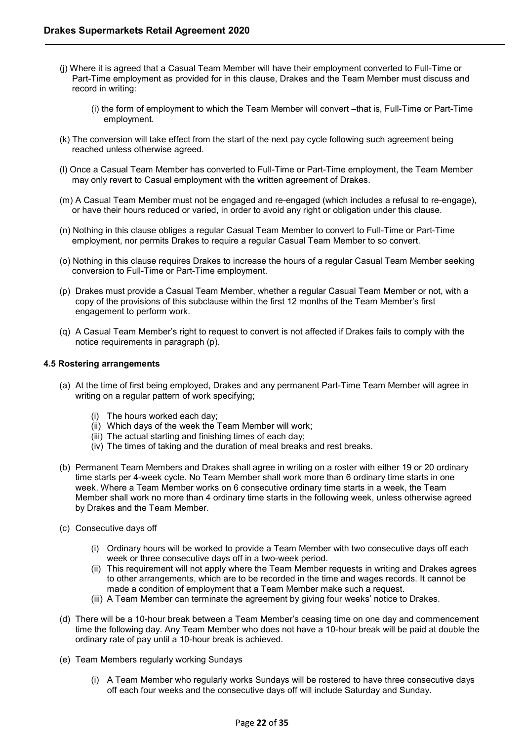(j) Where it is agreed that a Casual Team Member will have their employment converted to Full-Time or Part-Time employment as provided for in this clause, Drakes and the Team Member must discuss and record in writing:

  (i) the form of employment to which the Team Member will convert –that is, Full-Time or Part-Time employment.

(k) The conversion will take effect from the start of the next pay cycle following such agreement being reached unless otherwise agreed.

(l) Once a Casual Team Member has converted to Full-Time or Part-Time employment, the Team Member may only revert to Casual employment with the written agreement of Drakes.

(m) A Casual Team Member must not be engaged and re-engaged (which includes a refusal to re-engage), or have their hours reduced or varied, in order to avoid any right or obligation under this clause.

(n) Nothing in this clause obliges a regular Casual Team Member to convert to Full-Time or Part-Time employment, nor permits Drakes to require a regular Casual Team Member to so convert.

(o) Nothing in this clause requires Drakes to increase the hours of a regular Casual Team Member seeking conversion to Full-Time or Part-Time employment.

(p) Drakes must provide a Casual Team Member, whether a regular Casual Team Member or not, with a copy of the provisions of this subclause within the first 12 months of the Team Member's first engagement to perform work.

(q) A Casual Team Member's right to request to convert is not affected if Drakes fails to comply with the notice requirements in paragraph (p).

**4.5 Rostering arrangements**

(a) At the time of first being employed, Drakes and any permanent Part-Time Team Member will agree in writing on a regular pattern of work specifying;

  (i) The hours worked each day;
  (ii) Which days of the week the Team Member will work;
  (iii) The actual starting and finishing times of each day;
  (iv) The times of taking and the duration of meal breaks and rest breaks.

(b) Permanent Team Members and Drakes shall agree in writing on a roster with either 19 or 20 ordinary time starts per 4-week cycle. No Team Member shall work more than 6 ordinary time starts in one week. Where a Team Member works on 6 consecutive ordinary time starts in a week, the Team Member shall work no more than 4 ordinary time starts in the following week, unless otherwise agreed by Drakes and the Team Member.

(c) Consecutive days off

  (i) Ordinary hours will be worked to provide a Team Member with two consecutive days off each week or three consecutive days off in a two-week period.
  (ii) This requirement will not apply where the Team Member requests in writing and Drakes agrees to other arrangements, which are to be recorded in the time and wages records. It cannot be made a condition of employment that a Team Member make such a request.
  (iii) A Team Member can terminate the agreement by giving four weeks' notice to Drakes.

(d) There will be a 10-hour break between a Team Member's ceasing time on one day and commencement time the following day. Any Team Member who does not have a 10-hour break will be paid at double the ordinary rate of pay until a 10-hour break is achieved.

(e) Team Members regularly working Sundays

  (i) A Team Member who regularly works Sundays will be rostered to have three consecutive days off each four weeks and the consecutive days off will include Saturday and Sunday.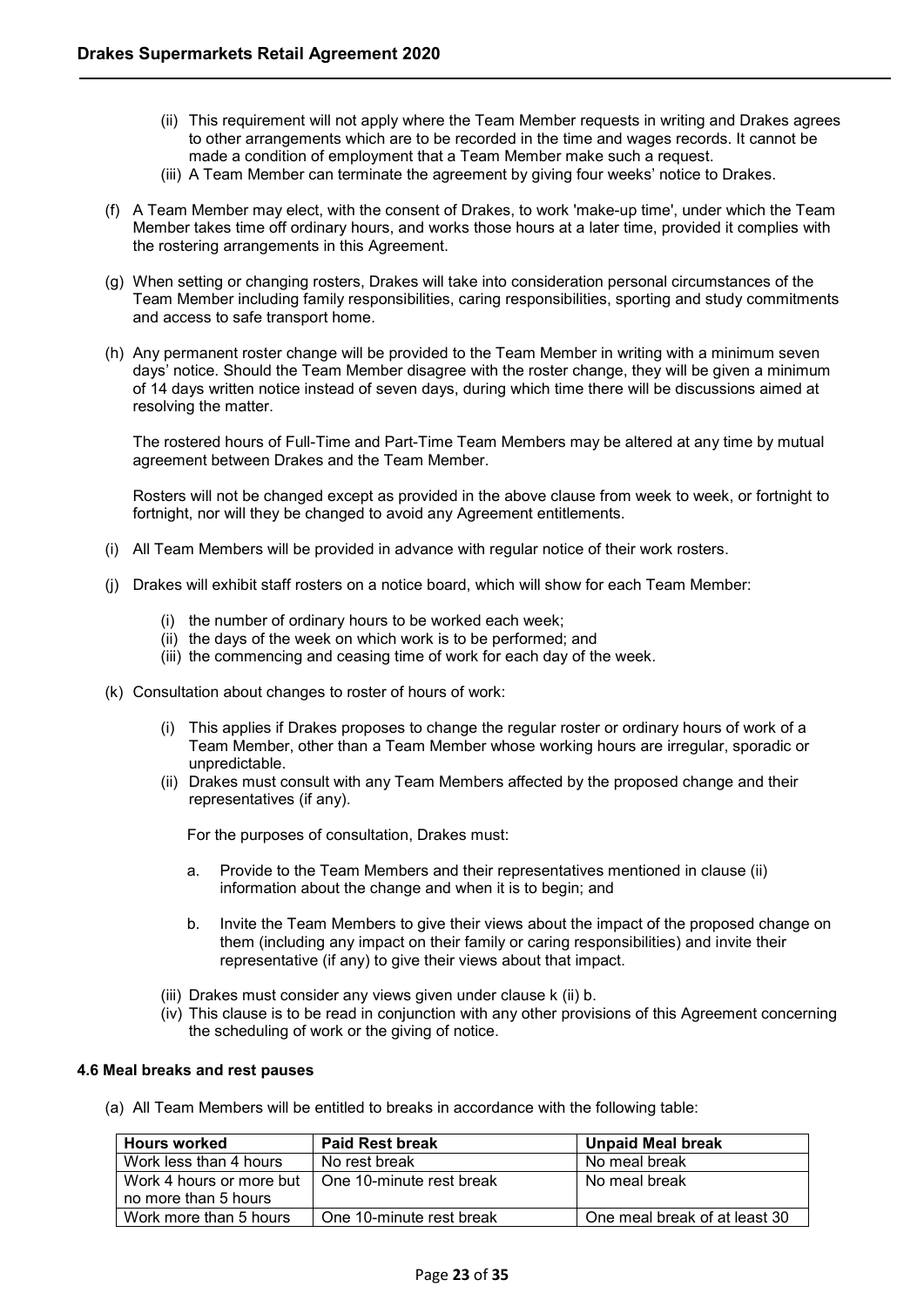(ii) This requirement will not apply where the Team Member requests in writing and Drakes agrees to other arrangements which are to be recorded in the time and wages records. It cannot be made a condition of employment that a Team Member make such a request.

(iii) A Team Member can terminate the agreement by giving four weeks' notice to Drakes.

(f) A Team Member may elect, with the consent of Drakes, to work 'make-up time', under which the Team Member takes time off ordinary hours, and works those hours at a later time, provided it complies with the rostering arrangements in this Agreement.

(g) When setting or changing rosters, Drakes will take into consideration personal circumstances of the Team Member including family responsibilities, caring responsibilities, sporting and study commitments and access to safe transport home.

(h) Any permanent roster change will be provided to the Team Member in writing with a minimum seven days' notice. Should the Team Member disagree with the roster change, they will be given a minimum of 14 days written notice instead of seven days, during which time there will be discussions aimed at resolving the matter.

The rostered hours of Full-Time and Part-Time Team Members may be altered at any time by mutual agreement between Drakes and the Team Member.

Rosters will not be changed except as provided in the above clause from week to week, or fortnight to fortnight, nor will they be changed to avoid any Agreement entitlements.

(i) All Team Members will be provided in advance with regular notice of their work rosters.

(j) Drakes will exhibit staff rosters on a notice board, which will show for each Team Member:

(i) the number of ordinary hours to be worked each week;
(ii) the days of the week on which work is to be performed; and
(iii) the commencing and ceasing time of work for each day of the week.

(k) Consultation about changes to roster of hours of work:

(i) This applies if Drakes proposes to change the regular roster or ordinary hours of work of a Team Member, other than a Team Member whose working hours are irregular, sporadic or unpredictable.

(ii) Drakes must consult with any Team Members affected by the proposed change and their representatives (if any).

For the purposes of consultation, Drakes must:

a. Provide to the Team Members and their representatives mentioned in clause (ii) information about the change and when it is to begin; and

b. Invite the Team Members to give their views about the impact of the proposed change on them (including any impact on their family or caring responsibilities) and invite their representative (if any) to give their views about that impact.

(iii) Drakes must consider any views given under clause k (ii) b.

(iv) This clause is to be read in conjunction with any other provisions of this Agreement concerning the scheduling of work or the giving of notice.

#### 4.6 Meal breaks and rest pauses

(a) All Team Members will be entitled to breaks in accordance with the following table:

| Hours worked | Paid Rest break | Unpaid Meal break |
|---|---|---|
| Work less than 4 hours | No rest break | No meal break |
| Work 4 hours or more but no more than 5 hours | One 10-minute rest break | No meal break |
| Work more than 5 hours | One 10-minute rest break | One meal break of at least 30 |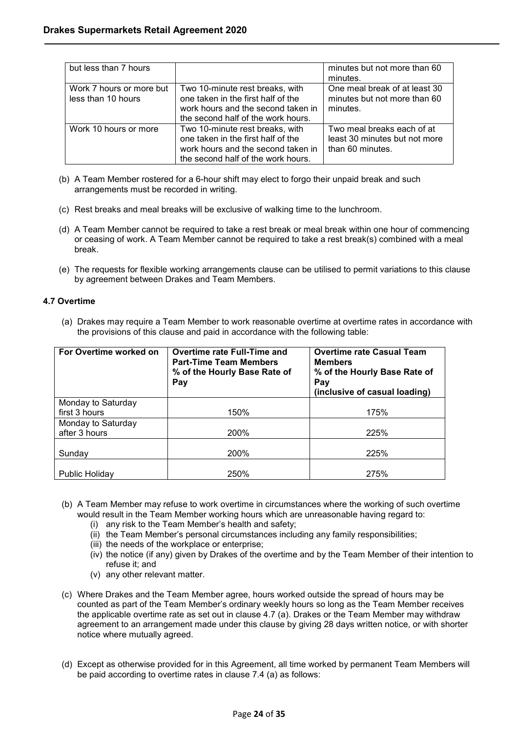| | | |
|---|---|---|
| but less than 7 hours | | minutes but not more than 60 minutes. |
| Work 7 hours or more but less than 10 hours | Two 10-minute rest breaks, with one taken in the first half of the work hours and the second taken in the second half of the work hours. | One meal break of at least 30 minutes but not more than 60 minutes. |
| Work 10 hours or more | Two 10-minute rest breaks, with one taken in the first half of the work hours and the second taken in the second half of the work hours. | Two meal breaks each of at least 30 minutes but not more than 60 minutes. |

(b) A Team Member rostered for a 6-hour shift may elect to forgo their unpaid break and such arrangements must be recorded in writing.

(c) Rest breaks and meal breaks will be exclusive of walking time to the lunchroom.

(d) A Team Member cannot be required to take a rest break or meal break within one hour of commencing or ceasing of work. A Team Member cannot be required to take a rest break(s) combined with a meal break.

(e) The requests for flexible working arrangements clause can be utilised to permit variations to this clause by agreement between Drakes and Team Members.

#### 4.7 Overtime

(a) Drakes may require a Team Member to work reasonable overtime at overtime rates in accordance with the provisions of this clause and paid in accordance with the following table:

| For Overtime worked on | Overtime rate Full-Time and Part-Time Team Members % of the Hourly Base Rate of Pay | Overtime rate Casual Team Members % of the Hourly Base Rate of Pay (inclusive of casual loading) |
|---|---|---|
| Monday to Saturday first 3 hours | 150% | 175% |
| Monday to Saturday after 3 hours | 200% | 225% |
| Sunday | 200% | 225% |
| Public Holiday | 250% | 275% |

(b) A Team Member may refuse to work overtime in circumstances where the working of such overtime would result in the Team Member working hours which are unreasonable having regard to:

- (i) any risk to the Team Member's health and safety;
- (ii) the Team Member's personal circumstances including any family responsibilities;
- (iii) the needs of the workplace or enterprise;
- (iv) the notice (if any) given by Drakes of the overtime and by the Team Member of their intention to refuse it; and
- (v) any other relevant matter.

(c) Where Drakes and the Team Member agree, hours worked outside the spread of hours may be counted as part of the Team Member's ordinary weekly hours so long as the Team Member receives the applicable overtime rate as set out in clause 4.7 (a). Drakes or the Team Member may withdraw agreement to an arrangement made under this clause by giving 28 days written notice, or with shorter notice where mutually agreed.

(d) Except as otherwise provided for in this Agreement, all time worked by permanent Team Members will be paid according to overtime rates in clause 7.4 (a) as follows: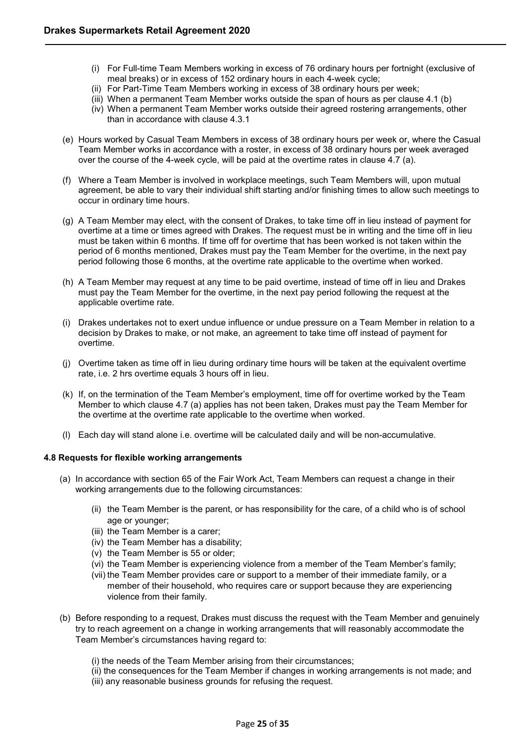(i) For Full-time Team Members working in excess of 76 ordinary hours per fortnight (exclusive of meal breaks) or in excess of 152 ordinary hours in each 4-week cycle;
(ii) For Part-Time Team Members working in excess of 38 ordinary hours per week;
(iii) When a permanent Team Member works outside the span of hours as per clause 4.1 (b)
(iv) When a permanent Team Member works outside their agreed rostering arrangements, other than in accordance with clause 4.3.1

(e) Hours worked by Casual Team Members in excess of 38 ordinary hours per week or, where the Casual Team Member works in accordance with a roster, in excess of 38 ordinary hours per week averaged over the course of the 4-week cycle, will be paid at the overtime rates in clause 4.7 (a).

(f) Where a Team Member is involved in workplace meetings, such Team Members will, upon mutual agreement, be able to vary their individual shift starting and/or finishing times to allow such meetings to occur in ordinary time hours.

(g) A Team Member may elect, with the consent of Drakes, to take time off in lieu instead of payment for overtime at a time or times agreed with Drakes. The request must be in writing and the time off in lieu must be taken within 6 months. If time off for overtime that has been worked is not taken within the period of 6 months mentioned, Drakes must pay the Team Member for the overtime, in the next pay period following those 6 months, at the overtime rate applicable to the overtime when worked.

(h) A Team Member may request at any time to be paid overtime, instead of time off in lieu and Drakes must pay the Team Member for the overtime, in the next pay period following the request at the applicable overtime rate.

(i) Drakes undertakes not to exert undue influence or undue pressure on a Team Member in relation to a decision by Drakes to make, or not make, an agreement to take time off instead of payment for overtime.

(j) Overtime taken as time off in lieu during ordinary time hours will be taken at the equivalent overtime rate, i.e. 2 hrs overtime equals 3 hours off in lieu.

(k) If, on the termination of the Team Member's employment, time off for overtime worked by the Team Member to which clause 4.7 (a) applies has not been taken, Drakes must pay the Team Member for the overtime at the overtime rate applicable to the overtime when worked.

(l) Each day will stand alone i.e. overtime will be calculated daily and will be non-accumulative.

#### 4.8 Requests for flexible working arrangements

(a) In accordance with section 65 of the Fair Work Act, Team Members can request a change in their working arrangements due to the following circumstances:

(ii) the Team Member is the parent, or has responsibility for the care, of a child who is of school age or younger;
(iii) the Team Member is a carer;
(iv) the Team Member has a disability;
(v) the Team Member is 55 or older;
(vi) the Team Member is experiencing violence from a member of the Team Member's family;
(vii) the Team Member provides care or support to a member of their immediate family, or a member of their household, who requires care or support because they are experiencing violence from their family.

(b) Before responding to a request, Drakes must discuss the request with the Team Member and genuinely try to reach agreement on a change in working arrangements that will reasonably accommodate the Team Member's circumstances having regard to:

(i) the needs of the Team Member arising from their circumstances;
(ii) the consequences for the Team Member if changes in working arrangements is not made; and
(iii) any reasonable business grounds for refusing the request.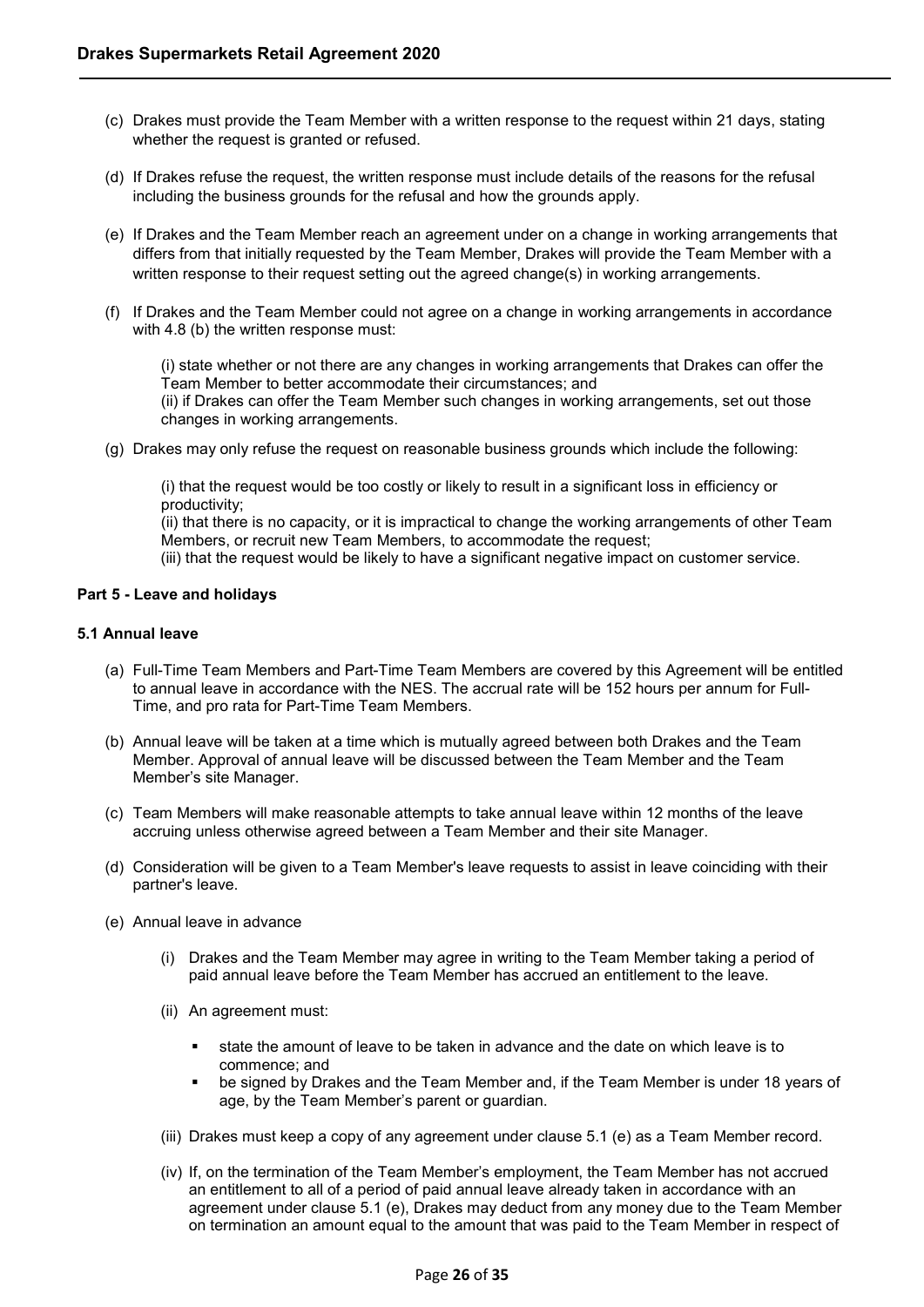(c) Drakes must provide the Team Member with a written response to the request within 21 days, stating whether the request is granted or refused.

(d) If Drakes refuse the request, the written response must include details of the reasons for the refusal including the business grounds for the refusal and how the grounds apply.

(e) If Drakes and the Team Member reach an agreement under on a change in working arrangements that differs from that initially requested by the Team Member, Drakes will provide the Team Member with a written response to their request setting out the agreed change(s) in working arrangements.

(f) If Drakes and the Team Member could not agree on a change in working arrangements in accordance with 4.8 (b) the written response must:

(i) state whether or not there are any changes in working arrangements that Drakes can offer the Team Member to better accommodate their circumstances; and
(ii) if Drakes can offer the Team Member such changes in working arrangements, set out those changes in working arrangements.

(g) Drakes may only refuse the request on reasonable business grounds which include the following:

(i) that the request would be too costly or likely to result in a significant loss in efficiency or productivity;
(ii) that there is no capacity, or it is impractical to change the working arrangements of other Team Members, or recruit new Team Members, to accommodate the request;
(iii) that the request would be likely to have a significant negative impact on customer service.

**Part 5 - Leave and holidays**

**5.1 Annual leave**

(a) Full-Time Team Members and Part-Time Team Members are covered by this Agreement will be entitled to annual leave in accordance with the NES. The accrual rate will be 152 hours per annum for Full-Time, and pro rata for Part-Time Team Members.

(b) Annual leave will be taken at a time which is mutually agreed between both Drakes and the Team Member. Approval of annual leave will be discussed between the Team Member and the Team Member's site Manager.

(c) Team Members will make reasonable attempts to take annual leave within 12 months of the leave accruing unless otherwise agreed between a Team Member and their site Manager.

(d) Consideration will be given to a Team Member's leave requests to assist in leave coinciding with their partner's leave.

(e) Annual leave in advance

(i) Drakes and the Team Member may agree in writing to the Team Member taking a period of paid annual leave before the Team Member has accrued an entitlement to the leave.

(ii) An agreement must:

- state the amount of leave to be taken in advance and the date on which leave is to commence; and
- be signed by Drakes and the Team Member and, if the Team Member is under 18 years of age, by the Team Member's parent or guardian.

(iii) Drakes must keep a copy of any agreement under clause 5.1 (e) as a Team Member record.

(iv) If, on the termination of the Team Member's employment, the Team Member has not accrued an entitlement to all of a period of paid annual leave already taken in accordance with an agreement under clause 5.1 (e), Drakes may deduct from any money due to the Team Member on termination an amount equal to the amount that was paid to the Team Member in respect of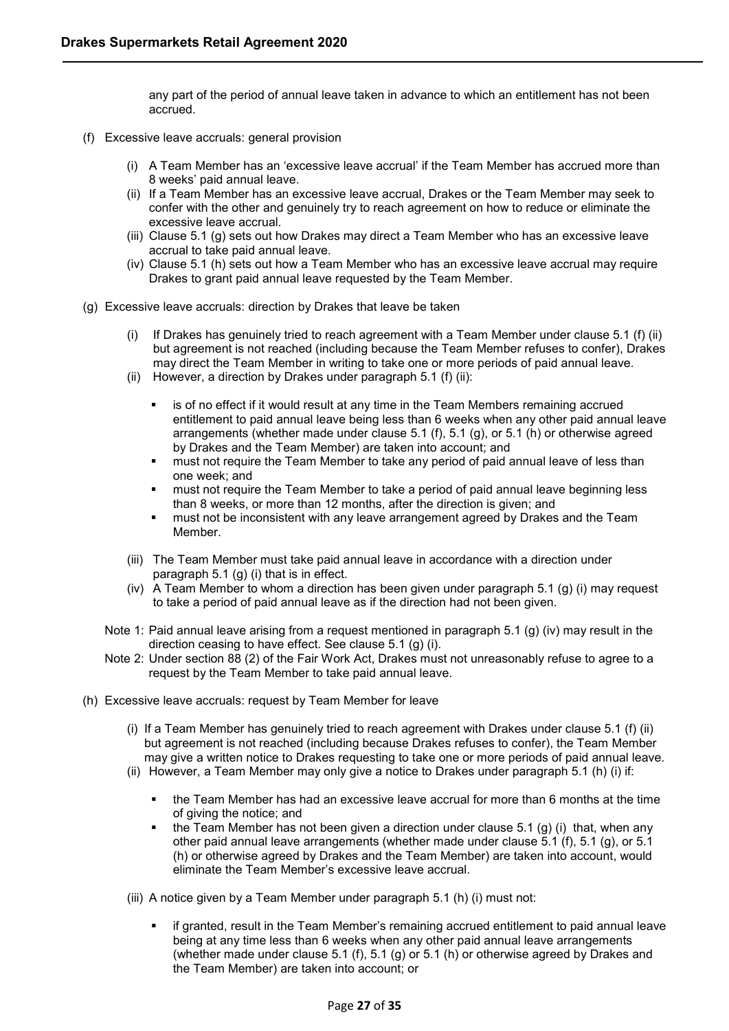any part of the period of annual leave taken in advance to which an entitlement has not been accrued.

(f) Excessive leave accruals: general provision

  (i) A Team Member has an 'excessive leave accrual' if the Team Member has accrued more than 8 weeks' paid annual leave.
  (ii) If a Team Member has an excessive leave accrual, Drakes or the Team Member may seek to confer with the other and genuinely try to reach agreement on how to reduce or eliminate the excessive leave accrual.
  (iii) Clause 5.1 (g) sets out how Drakes may direct a Team Member who has an excessive leave accrual to take paid annual leave.
  (iv) Clause 5.1 (h) sets out how a Team Member who has an excessive leave accrual may require Drakes to grant paid annual leave requested by the Team Member.

(g) Excessive leave accruals: direction by Drakes that leave be taken

  (i) If Drakes has genuinely tried to reach agreement with a Team Member under clause 5.1 (f) (ii) but agreement is not reached (including because the Team Member refuses to confer), Drakes may direct the Team Member in writing to take one or more periods of paid annual leave.
  (ii) However, a direction by Drakes under paragraph 5.1 (f) (ii):

    - is of no effect if it would result at any time in the Team Members remaining accrued entitlement to paid annual leave being less than 6 weeks when any other paid annual leave arrangements (whether made under clause 5.1 (f), 5.1 (g), or 5.1 (h) or otherwise agreed by Drakes and the Team Member) are taken into account; and
    - must not require the Team Member to take any period of paid annual leave of less than one week; and
    - must not require the Team Member to take a period of paid annual leave beginning less than 8 weeks, or more than 12 months, after the direction is given; and
    - must not be inconsistent with any leave arrangement agreed by Drakes and the Team Member.

  (iii) The Team Member must take paid annual leave in accordance with a direction under paragraph 5.1 (g) (i) that is in effect.
  (iv) A Team Member to whom a direction has been given under paragraph 5.1 (g) (i) may request to take a period of paid annual leave as if the direction had not been given.

Note 1: Paid annual leave arising from a request mentioned in paragraph 5.1 (g) (iv) may result in the direction ceasing to have effect. See clause 5.1 (g) (i).

Note 2: Under section 88 (2) of the Fair Work Act, Drakes must not unreasonably refuse to agree to a request by the Team Member to take paid annual leave.

(h) Excessive leave accruals: request by Team Member for leave

  (i) If a Team Member has genuinely tried to reach agreement with Drakes under clause 5.1 (f) (ii) but agreement is not reached (including because Drakes refuses to confer), the Team Member may give a written notice to Drakes requesting to take one or more periods of paid annual leave.
  (ii) However, a Team Member may only give a notice to Drakes under paragraph 5.1 (h) (i) if:

    - the Team Member has had an excessive leave accrual for more than 6 months at the time of giving the notice; and
    - the Team Member has not been given a direction under clause 5.1 (g) (i) that, when any other paid annual leave arrangements (whether made under clause 5.1 (f), 5.1 (g), or 5.1 (h) or otherwise agreed by Drakes and the Team Member) are taken into account, would eliminate the Team Member's excessive leave accrual.

  (iii) A notice given by a Team Member under paragraph 5.1 (h) (i) must not:

    - if granted, result in the Team Member's remaining accrued entitlement to paid annual leave being at any time less than 6 weeks when any other paid annual leave arrangements (whether made under clause 5.1 (f), 5.1 (g) or 5.1 (h) or otherwise agreed by Drakes and the Team Member) are taken into account; or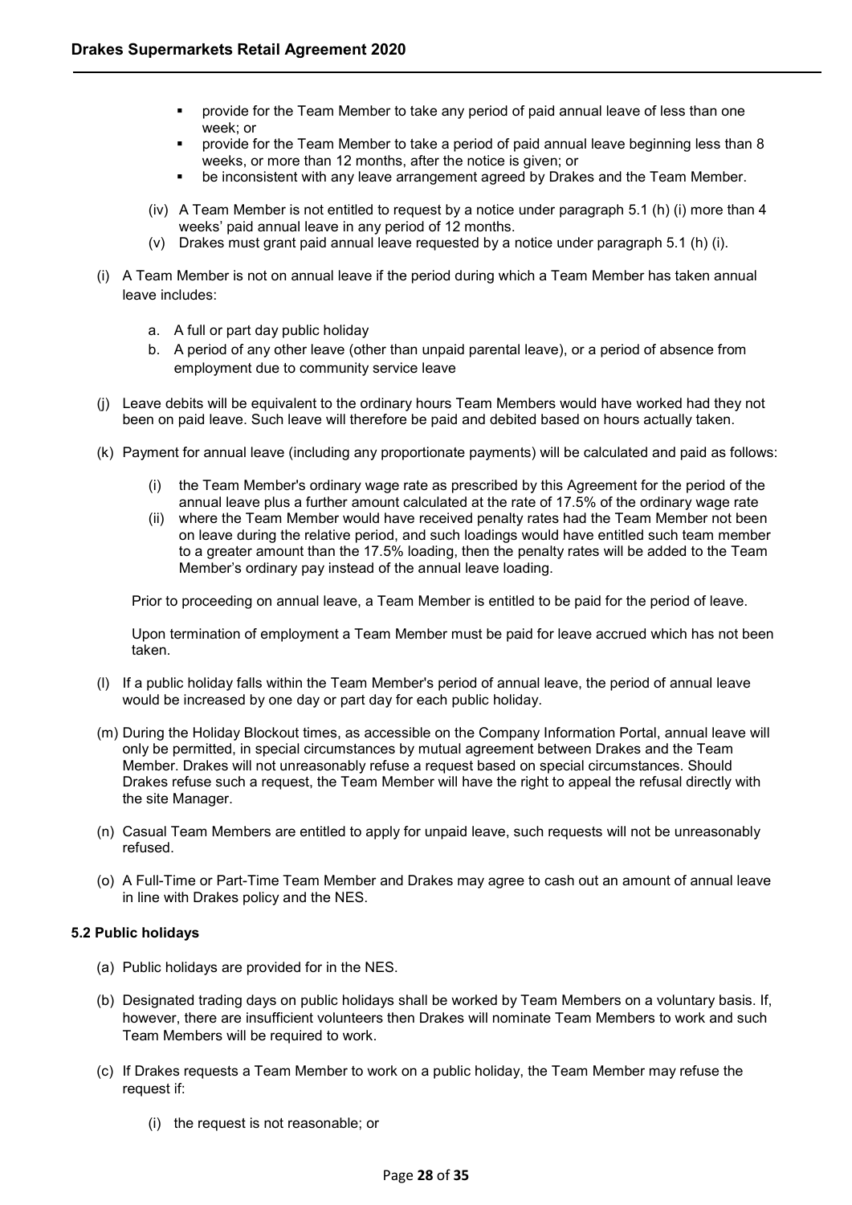- provide for the Team Member to take any period of paid annual leave of less than one week; or
- provide for the Team Member to take a period of paid annual leave beginning less than 8 weeks, or more than 12 months, after the notice is given; or
- be inconsistent with any leave arrangement agreed by Drakes and the Team Member.

(iv) A Team Member is not entitled to request by a notice under paragraph 5.1 (h) (i) more than 4 weeks' paid annual leave in any period of 12 months.

(v) Drakes must grant paid annual leave requested by a notice under paragraph 5.1 (h) (i).

(i) A Team Member is not on annual leave if the period during which a Team Member has taken annual leave includes:

a. A full or part day public holiday

b. A period of any other leave (other than unpaid parental leave), or a period of absence from employment due to community service leave

(j) Leave debits will be equivalent to the ordinary hours Team Members would have worked had they not been on paid leave. Such leave will therefore be paid and debited based on hours actually taken.

(k) Payment for annual leave (including any proportionate payments) will be calculated and paid as follows:

(i) the Team Member's ordinary wage rate as prescribed by this Agreement for the period of the annual leave plus a further amount calculated at the rate of 17.5% of the ordinary wage rate

(ii) where the Team Member would have received penalty rates had the Team Member not been on leave during the relative period, and such loadings would have entitled such team member to a greater amount than the 17.5% loading, then the penalty rates will be added to the Team Member's ordinary pay instead of the annual leave loading.

Prior to proceeding on annual leave, a Team Member is entitled to be paid for the period of leave.

Upon termination of employment a Team Member must be paid for leave accrued which has not been taken.

(l) If a public holiday falls within the Team Member's period of annual leave, the period of annual leave would be increased by one day or part day for each public holiday.

(m) During the Holiday Blockout times, as accessible on the Company Information Portal, annual leave will only be permitted, in special circumstances by mutual agreement between Drakes and the Team Member. Drakes will not unreasonably refuse a request based on special circumstances. Should Drakes refuse such a request, the Team Member will have the right to appeal the refusal directly with the site Manager.

(n) Casual Team Members are entitled to apply for unpaid leave, such requests will not be unreasonably refused.

(o) A Full-Time or Part-Time Team Member and Drakes may agree to cash out an amount of annual leave in line with Drakes policy and the NES.

### 5.2 Public holidays

(a) Public holidays are provided for in the NES.

(b) Designated trading days on public holidays shall be worked by Team Members on a voluntary basis. If, however, there are insufficient volunteers then Drakes will nominate Team Members to work and such Team Members will be required to work.

(c) If Drakes requests a Team Member to work on a public holiday, the Team Member may refuse the request if:

(i) the request is not reasonable; or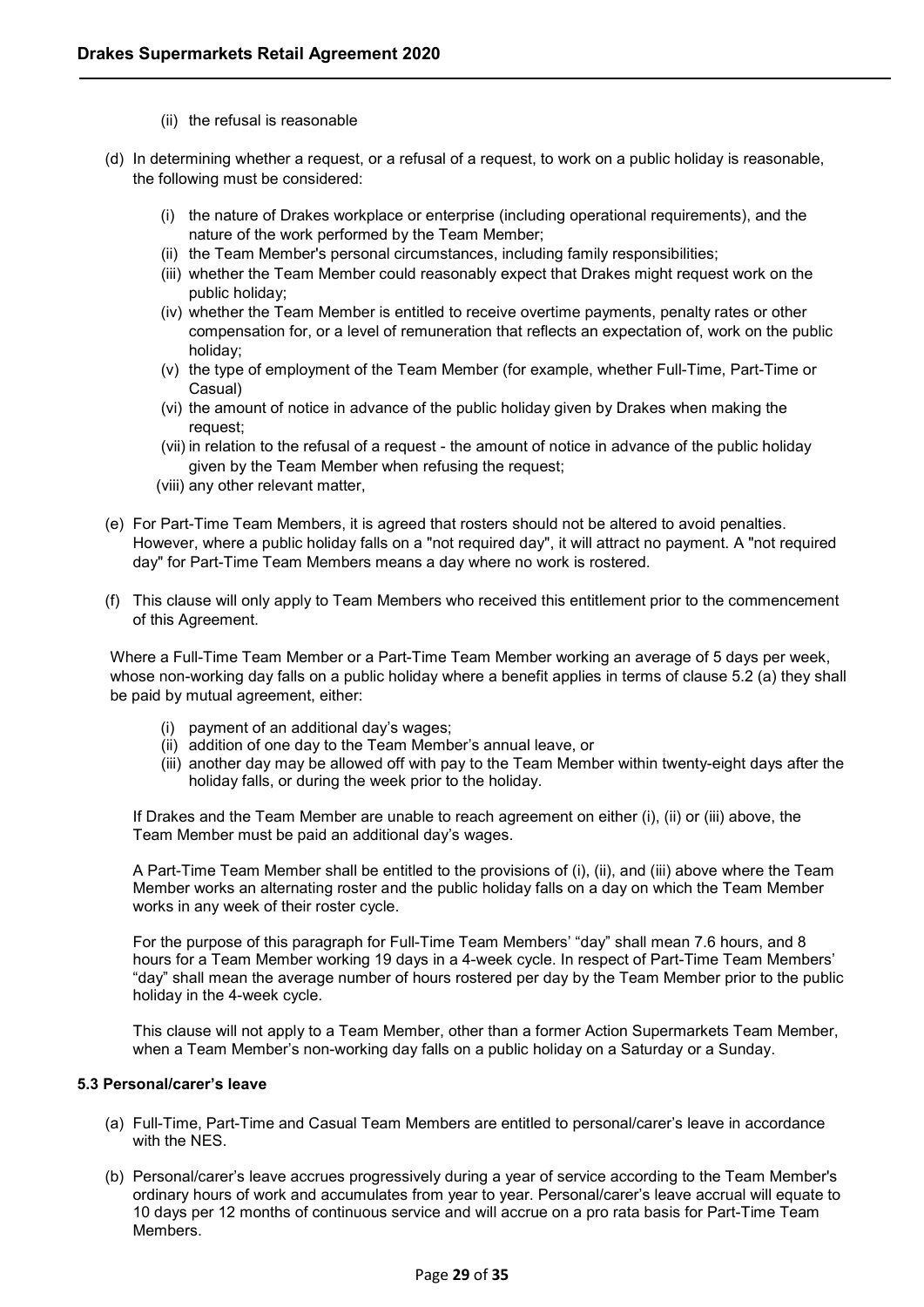(ii) the refusal is reasonable

(d) In determining whether a request, or a refusal of a request, to work on a public holiday is reasonable, the following must be considered:

- (i) the nature of Drakes workplace or enterprise (including operational requirements), and the nature of the work performed by the Team Member;
- (ii) the Team Member's personal circumstances, including family responsibilities;
- (iii) whether the Team Member could reasonably expect that Drakes might request work on the public holiday;
- (iv) whether the Team Member is entitled to receive overtime payments, penalty rates or other compensation for, or a level of remuneration that reflects an expectation of, work on the public holiday;
- (v) the type of employment of the Team Member (for example, whether Full-Time, Part-Time or Casual)
- (vi) the amount of notice in advance of the public holiday given by Drakes when making the request;
- (vii) in relation to the refusal of a request - the amount of notice in advance of the public holiday given by the Team Member when refusing the request;
- (viii) any other relevant matter,

(e) For Part-Time Team Members, it is agreed that rosters should not be altered to avoid penalties. However, where a public holiday falls on a "not required day", it will attract no payment. A "not required day" for Part-Time Team Members means a day where no work is rostered.

(f) This clause will only apply to Team Members who received this entitlement prior to the commencement of this Agreement.

Where a Full-Time Team Member or a Part-Time Team Member working an average of 5 days per week, whose non-working day falls on a public holiday where a benefit applies in terms of clause 5.2 (a) they shall be paid by mutual agreement, either:

- (i) payment of an additional day's wages;
- (ii) addition of one day to the Team Member's annual leave, or
- (iii) another day may be allowed off with pay to the Team Member within twenty-eight days after the holiday falls, or during the week prior to the holiday.

If Drakes and the Team Member are unable to reach agreement on either (i), (ii) or (iii) above, the Team Member must be paid an additional day's wages.

A Part-Time Team Member shall be entitled to the provisions of (i), (ii), and (iii) above where the Team Member works an alternating roster and the public holiday falls on a day on which the Team Member works in any week of their roster cycle.

For the purpose of this paragraph for Full-Time Team Members' "day" shall mean 7.6 hours, and 8 hours for a Team Member working 19 days in a 4-week cycle. In respect of Part-Time Team Members' "day" shall mean the average number of hours rostered per day by the Team Member prior to the public holiday in the 4-week cycle.

This clause will not apply to a Team Member, other than a former Action Supermarkets Team Member, when a Team Member's non-working day falls on a public holiday on a Saturday or a Sunday.

### 5.3 Personal/carer's leave

(a) Full-Time, Part-Time and Casual Team Members are entitled to personal/carer's leave in accordance with the NES.

(b) Personal/carer's leave accrues progressively during a year of service according to the Team Member's ordinary hours of work and accumulates from year to year. Personal/carer's leave accrual will equate to 10 days per 12 months of continuous service and will accrue on a pro rata basis for Part-Time Team Members.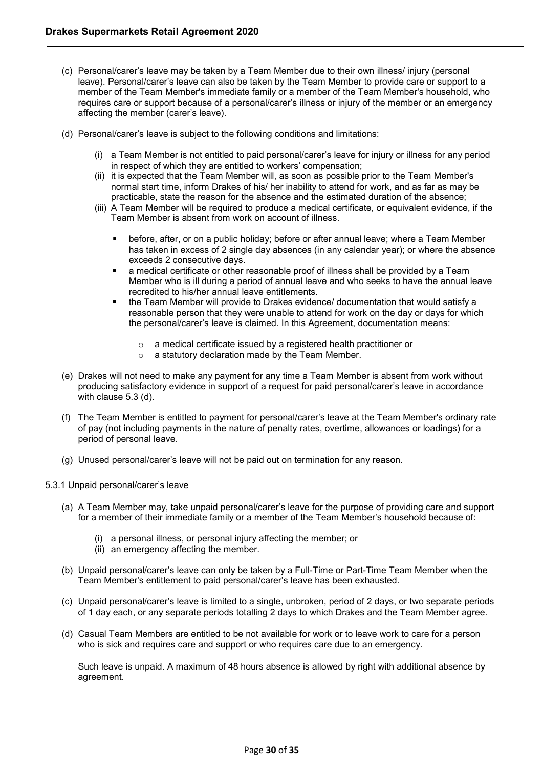(c) Personal/carer's leave may be taken by a Team Member due to their own illness/ injury (personal leave). Personal/carer's leave can also be taken by the Team Member to provide care or support to a member of the Team Member's immediate family or a member of the Team Member's household, who requires care or support because of a personal/carer's illness or injury of the member or an emergency affecting the member (carer's leave).

(d) Personal/carer's leave is subject to the following conditions and limitations:

   (i) a Team Member is not entitled to paid personal/carer's leave for injury or illness for any period in respect of which they are entitled to workers' compensation;

   (ii) it is expected that the Team Member will, as soon as possible prior to the Team Member's normal start time, inform Drakes of his/ her inability to attend for work, and as far as may be practicable, state the reason for the absence and the estimated duration of the absence;

   (iii) A Team Member will be required to produce a medical certificate, or equivalent evidence, if the Team Member is absent from work on account of illness.

   - before, after, or on a public holiday; before or after annual leave; where a Team Member has taken in excess of 2 single day absences (in any calendar year); or where the absence exceeds 2 consecutive days.
   - a medical certificate or other reasonable proof of illness shall be provided by a Team Member who is ill during a period of annual leave and who seeks to have the annual leave recredited to his/her annual leave entitlements.
   - the Team Member will provide to Drakes evidence/ documentation that would satisfy a reasonable person that they were unable to attend for work on the day or days for which the personal/carer's leave is claimed. In this Agreement, documentation means:
     - a medical certificate issued by a registered health practitioner or
     - a statutory declaration made by the Team Member.

(e) Drakes will not need to make any payment for any time a Team Member is absent from work without producing satisfactory evidence in support of a request for paid personal/carer's leave in accordance with clause 5.3 (d).

(f) The Team Member is entitled to payment for personal/carer's leave at the Team Member's ordinary rate of pay (not including payments in the nature of penalty rates, overtime, allowances or loadings) for a period of personal leave.

(g) Unused personal/carer's leave will not be paid out on termination for any reason.

5.3.1 Unpaid personal/carer's leave

(a) A Team Member may, take unpaid personal/carer's leave for the purpose of providing care and support for a member of their immediate family or a member of the Team Member's household because of:

   (i) a personal illness, or personal injury affecting the member; or

   (ii) an emergency affecting the member.

(b) Unpaid personal/carer's leave can only be taken by a Full-Time or Part-Time Team Member when the Team Member's entitlement to paid personal/carer's leave has been exhausted.

(c) Unpaid personal/carer's leave is limited to a single, unbroken, period of 2 days, or two separate periods of 1 day each, or any separate periods totalling 2 days to which Drakes and the Team Member agree.

(d) Casual Team Members are entitled to be not available for work or to leave work to care for a person who is sick and requires care and support or who requires care due to an emergency.

Such leave is unpaid. A maximum of 48 hours absence is allowed by right with additional absence by agreement.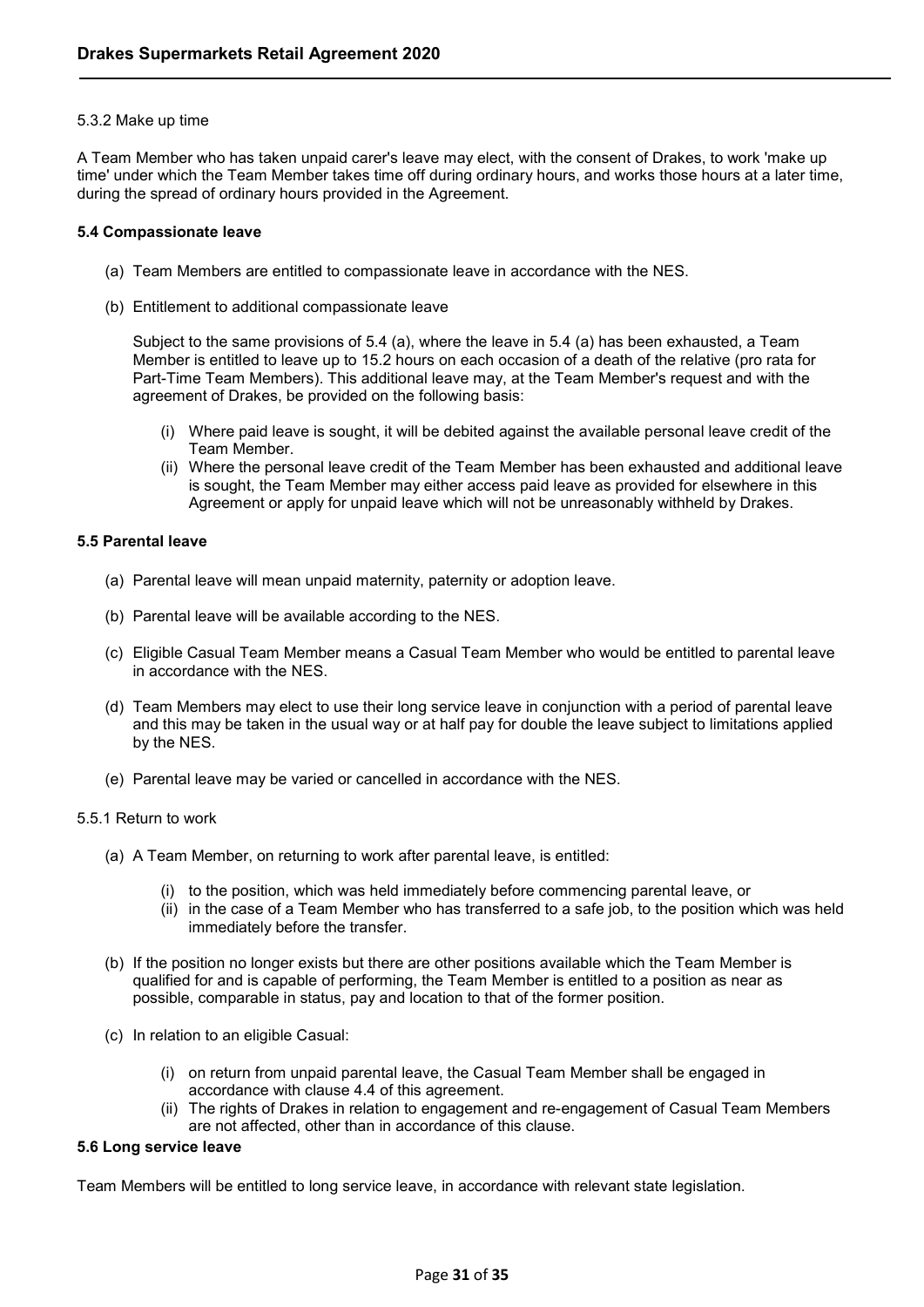5.3.2 Make up time

A Team Member who has taken unpaid carer's leave may elect, with the consent of Drakes, to work 'make up time' under which the Team Member takes time off during ordinary hours, and works those hours at a later time, during the spread of ordinary hours provided in the Agreement.

**5.4 Compassionate leave**

(a) Team Members are entitled to compassionate leave in accordance with the NES.

(b) Entitlement to additional compassionate leave

Subject to the same provisions of 5.4 (a), where the leave in 5.4 (a) has been exhausted, a Team Member is entitled to leave up to 15.2 hours on each occasion of a death of the relative (pro rata for Part-Time Team Members). This additional leave may, at the Team Member's request and with the agreement of Drakes, be provided on the following basis:

(i) Where paid leave is sought, it will be debited against the available personal leave credit of the Team Member.

(ii) Where the personal leave credit of the Team Member has been exhausted and additional leave is sought, the Team Member may either access paid leave as provided for elsewhere in this Agreement or apply for unpaid leave which will not be unreasonably withheld by Drakes.

**5.5 Parental leave**

(a) Parental leave will mean unpaid maternity, paternity or adoption leave.

(b) Parental leave will be available according to the NES.

(c) Eligible Casual Team Member means a Casual Team Member who would be entitled to parental leave in accordance with the NES.

(d) Team Members may elect to use their long service leave in conjunction with a period of parental leave and this may be taken in the usual way or at half pay for double the leave subject to limitations applied by the NES.

(e) Parental leave may be varied or cancelled in accordance with the NES.

5.5.1 Return to work

(a) A Team Member, on returning to work after parental leave, is entitled:

(i) to the position, which was held immediately before commencing parental leave, or

(ii) in the case of a Team Member who has transferred to a safe job, to the position which was held immediately before the transfer.

(b) If the position no longer exists but there are other positions available which the Team Member is qualified for and is capable of performing, the Team Member is entitled to a position as near as possible, comparable in status, pay and location to that of the former position.

(c) In relation to an eligible Casual:

(i) on return from unpaid parental leave, the Casual Team Member shall be engaged in accordance with clause 4.4 of this agreement.

(ii) The rights of Drakes in relation to engagement and re-engagement of Casual Team Members are not affected, other than in accordance of this clause.

**5.6 Long service leave**

Team Members will be entitled to long service leave, in accordance with relevant state legislation.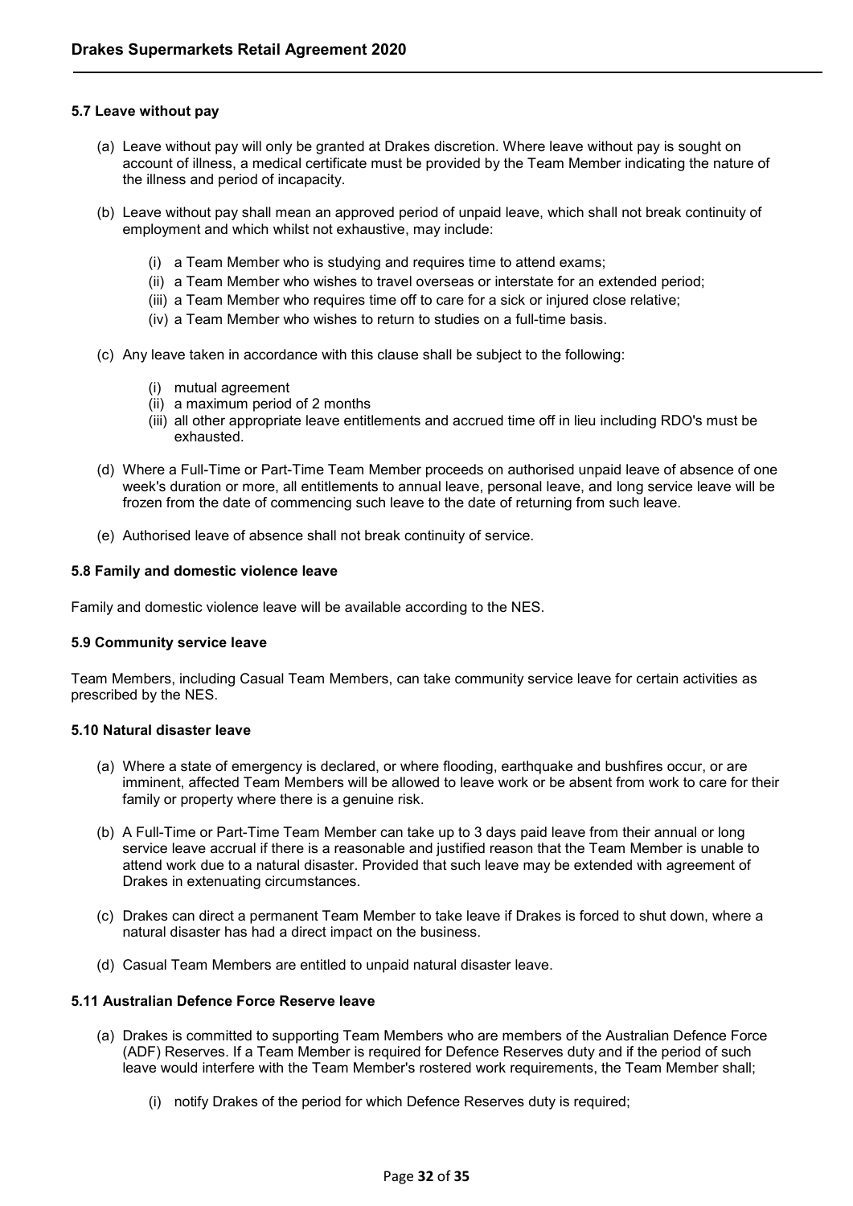### 5.7 Leave without pay

(a) Leave without pay will only be granted at Drakes discretion. Where leave without pay is sought on account of illness, a medical certificate must be provided by the Team Member indicating the nature of the illness and period of incapacity.

(b) Leave without pay shall mean an approved period of unpaid leave, which shall not break continuity of employment and which whilst not exhaustive, may include:

- (i) a Team Member who is studying and requires time to attend exams;
- (ii) a Team Member who wishes to travel overseas or interstate for an extended period;
- (iii) a Team Member who requires time off to care for a sick or injured close relative;
- (iv) a Team Member who wishes to return to studies on a full-time basis.

(c) Any leave taken in accordance with this clause shall be subject to the following:

- (i) mutual agreement
- (ii) a maximum period of 2 months
- (iii) all other appropriate leave entitlements and accrued time off in lieu including RDO's must be exhausted.

(d) Where a Full-Time or Part-Time Team Member proceeds on authorised unpaid leave of absence of one week's duration or more, all entitlements to annual leave, personal leave, and long service leave will be frozen from the date of commencing such leave to the date of returning from such leave.

(e) Authorised leave of absence shall not break continuity of service.

### 5.8 Family and domestic violence leave

Family and domestic violence leave will be available according to the NES.

### 5.9 Community service leave

Team Members, including Casual Team Members, can take community service leave for certain activities as prescribed by the NES.

### 5.10 Natural disaster leave

(a) Where a state of emergency is declared, or where flooding, earthquake and bushfires occur, or are imminent, affected Team Members will be allowed to leave work or be absent from work to care for their family or property where there is a genuine risk.

(b) A Full-Time or Part-Time Team Member can take up to 3 days paid leave from their annual or long service leave accrual if there is a reasonable and justified reason that the Team Member is unable to attend work due to a natural disaster. Provided that such leave may be extended with agreement of Drakes in extenuating circumstances.

(c) Drakes can direct a permanent Team Member to take leave if Drakes is forced to shut down, where a natural disaster has had a direct impact on the business.

(d) Casual Team Members are entitled to unpaid natural disaster leave.

### 5.11 Australian Defence Force Reserve leave

(a) Drakes is committed to supporting Team Members who are members of the Australian Defence Force (ADF) Reserves. If a Team Member is required for Defence Reserves duty and if the period of such leave would interfere with the Team Member's rostered work requirements, the Team Member shall;

- (i) notify Drakes of the period for which Defence Reserves duty is required;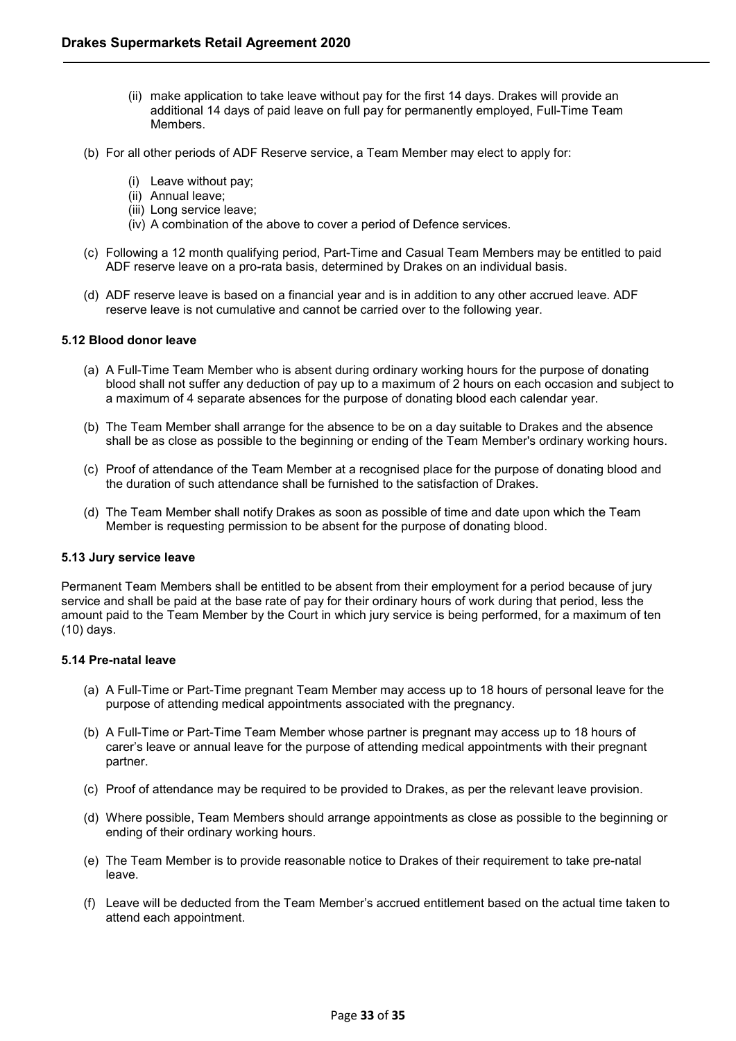(ii) make application to take leave without pay for the first 14 days. Drakes will provide an additional 14 days of paid leave on full pay for permanently employed, Full-Time Team Members.

(b) For all other periods of ADF Reserve service, a Team Member may elect to apply for:

(i) Leave without pay;
(ii) Annual leave;
(iii) Long service leave;
(iv) A combination of the above to cover a period of Defence services.

(c) Following a 12 month qualifying period, Part-Time and Casual Team Members may be entitled to paid ADF reserve leave on a pro-rata basis, determined by Drakes on an individual basis.

(d) ADF reserve leave is based on a financial year and is in addition to any other accrued leave. ADF reserve leave is not cumulative and cannot be carried over to the following year.

#### 5.12 Blood donor leave

(a) A Full-Time Team Member who is absent during ordinary working hours for the purpose of donating blood shall not suffer any deduction of pay up to a maximum of 2 hours on each occasion and subject to a maximum of 4 separate absences for the purpose of donating blood each calendar year.

(b) The Team Member shall arrange for the absence to be on a day suitable to Drakes and the absence shall be as close as possible to the beginning or ending of the Team Member's ordinary working hours.

(c) Proof of attendance of the Team Member at a recognised place for the purpose of donating blood and the duration of such attendance shall be furnished to the satisfaction of Drakes.

(d) The Team Member shall notify Drakes as soon as possible of time and date upon which the Team Member is requesting permission to be absent for the purpose of donating blood.

#### 5.13 Jury service leave

Permanent Team Members shall be entitled to be absent from their employment for a period because of jury service and shall be paid at the base rate of pay for their ordinary hours of work during that period, less the amount paid to the Team Member by the Court in which jury service is being performed, for a maximum of ten (10) days.

#### 5.14 Pre-natal leave

(a) A Full-Time or Part-Time pregnant Team Member may access up to 18 hours of personal leave for the purpose of attending medical appointments associated with the pregnancy.

(b) A Full-Time or Part-Time Team Member whose partner is pregnant may access up to 18 hours of carer's leave or annual leave for the purpose of attending medical appointments with their pregnant partner.

(c) Proof of attendance may be required to be provided to Drakes, as per the relevant leave provision.

(d) Where possible, Team Members should arrange appointments as close as possible to the beginning or ending of their ordinary working hours.

(e) The Team Member is to provide reasonable notice to Drakes of their requirement to take pre-natal leave.

(f) Leave will be deducted from the Team Member's accrued entitlement based on the actual time taken to attend each appointment.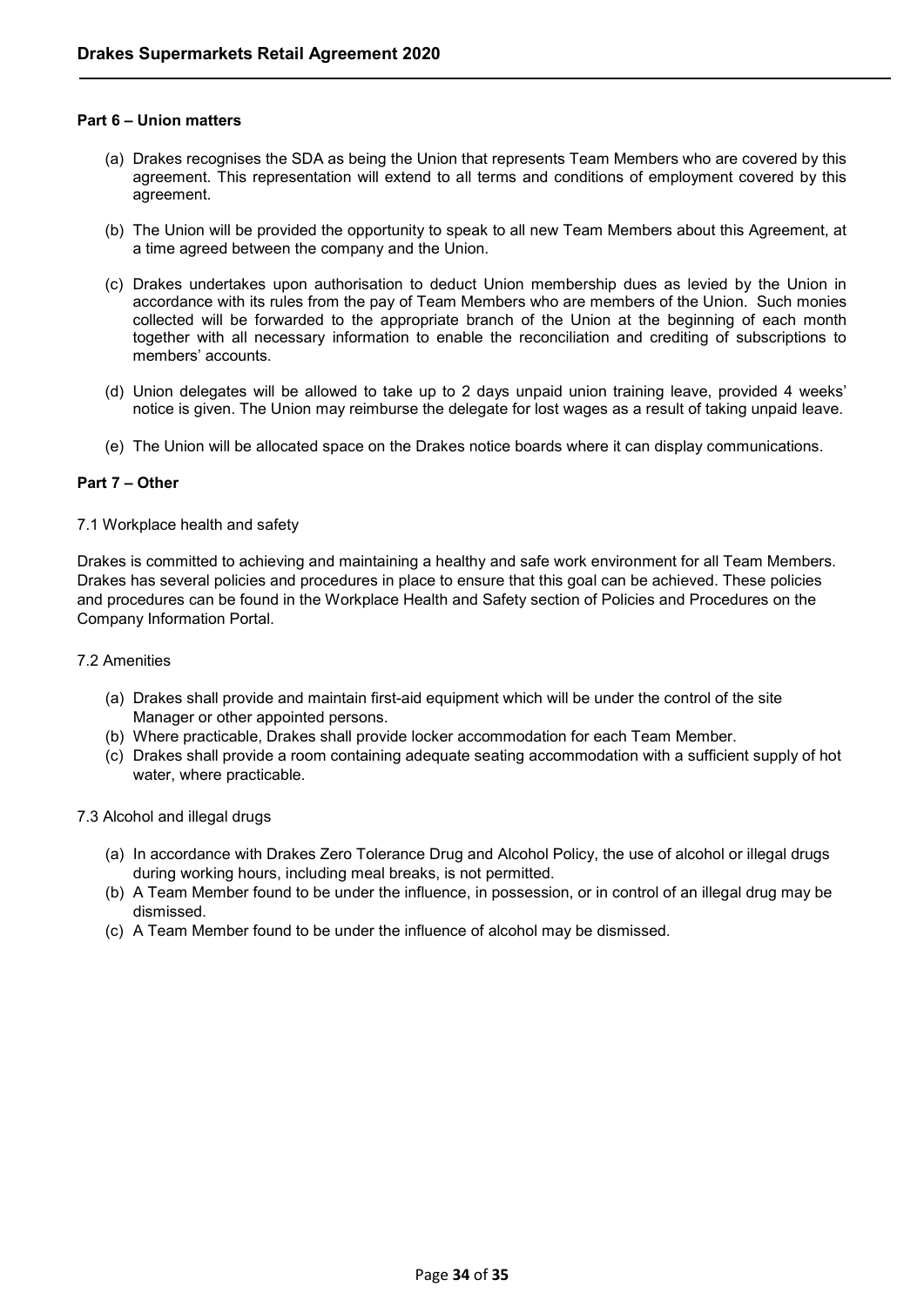**Part 6 – Union matters**

(a) Drakes recognises the SDA as being the Union that represents Team Members who are covered by this agreement. This representation will extend to all terms and conditions of employment covered by this agreement.

(b) The Union will be provided the opportunity to speak to all new Team Members about this Agreement, at a time agreed between the company and the Union.

(c) Drakes undertakes upon authorisation to deduct Union membership dues as levied by the Union in accordance with its rules from the pay of Team Members who are members of the Union. Such monies collected will be forwarded to the appropriate branch of the Union at the beginning of each month together with all necessary information to enable the reconciliation and crediting of subscriptions to members' accounts.

(d) Union delegates will be allowed to take up to 2 days unpaid union training leave, provided 4 weeks' notice is given. The Union may reimburse the delegate for lost wages as a result of taking unpaid leave.

(e) The Union will be allocated space on the Drakes notice boards where it can display communications.

**Part 7 – Other**

7.1 Workplace health and safety

Drakes is committed to achieving and maintaining a healthy and safe work environment for all Team Members. Drakes has several policies and procedures in place to ensure that this goal can be achieved. These policies and procedures can be found in the Workplace Health and Safety section of Policies and Procedures on the Company Information Portal.

7.2 Amenities

(a) Drakes shall provide and maintain first-aid equipment which will be under the control of the site Manager or other appointed persons.
(b) Where practicable, Drakes shall provide locker accommodation for each Team Member.
(c) Drakes shall provide a room containing adequate seating accommodation with a sufficient supply of hot water, where practicable.

7.3 Alcohol and illegal drugs

(a) In accordance with Drakes Zero Tolerance Drug and Alcohol Policy, the use of alcohol or illegal drugs during working hours, including meal breaks, is not permitted.
(b) A Team Member found to be under the influence, in possession, or in control of an illegal drug may be dismissed.
(c) A Team Member found to be under the influence of alcohol may be dismissed.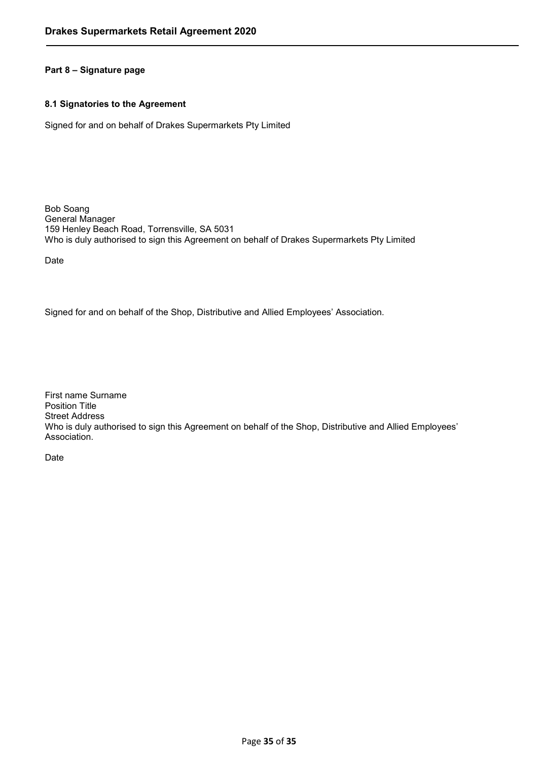## Part 8 – Signature page

### 8.1 Signatories to the Agreement

Signed for and on behalf of Drakes Supermarkets Pty Limited

Bob Soang
General Manager
159 Henley Beach Road, Torrensville, SA 5031
Who is duly authorised to sign this Agreement on behalf of Drakes Supermarkets Pty Limited

Date

Signed for and on behalf of the Shop, Distributive and Allied Employees' Association.

First name Surname
Position Title
Street Address
Who is duly authorised to sign this Agreement on behalf of the Shop, Distributive and Allied Employees' Association.

Date